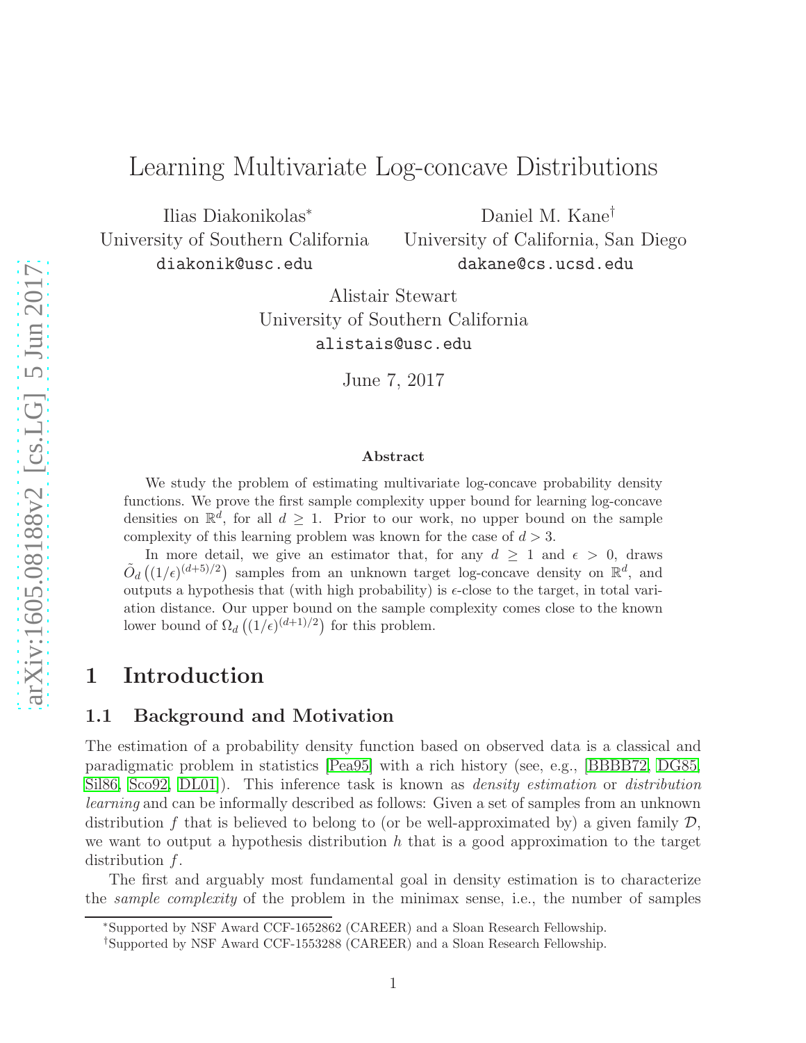# Learning Multivariate Log-concave Distributions

Ilias Diakonikolas[*]  
University of Southern California  
diakonik@usc.edu

Daniel M. Kane[†]  
University of California, San Diego  
dakane@cs.ucsd.edu

Alistair Stewart  
University of Southern California  
alistais@usc.edu

June 7, 2017

### Abstract

We study the problem of estimating multivariate log-concave probability density functions. We prove the first sample complexity upper bound for learning log-concave densities on $\mathbb{R}^d$, for all $d \geq 1$. Prior to our work, no upper bound on the sample complexity of this learning problem was known for the case of $d > 3$.

In more detail, we give an estimator that, for any $d \geq 1$ and $\epsilon > 0$, draws $\tilde{O}_d\left((1/\epsilon)^{(d+5)/2}\right)$ samples from an unknown target log-concave density on $\mathbb{R}^d$, and outputs a hypothesis that (with high probability) is $\epsilon$-close to the target, in total variation distance. Our upper bound on the sample complexity comes close to the known lower bound of $\Omega_d\left((1/\epsilon)^{(d+1)/2}\right)$ for this problem.

## 1 Introduction

### 1.1 Background and Motivation

The estimation of a probability density function based on observed data is a classical and paradigmatic problem in statistics [Pea95] with a rich history (see, e.g., [BBBB72, DG85, Sil86, Sco92, DL01]). This inference task is known as *density estimation* or *distribution learning* and can be informally described as follows: Given a set of samples from an unknown distribution $f$ that is believed to belong to (or be well-approximated by) a given family $\mathcal{D}$, we want to output a hypothesis distribution $h$ that is a good approximation to the target distribution $f$.

The first and arguably most fundamental goal in density estimation is to characterize the *sample complexity* of the problem in the minimax sense, i.e., the number of samples

---

[*] Supported by NSF Award CCF-1652862 (CAREER) and a Sloan Research Fellowship.  
[†] Supported by NSF Award CCF-1553288 (CAREER) and a Sloan Research Fellowship.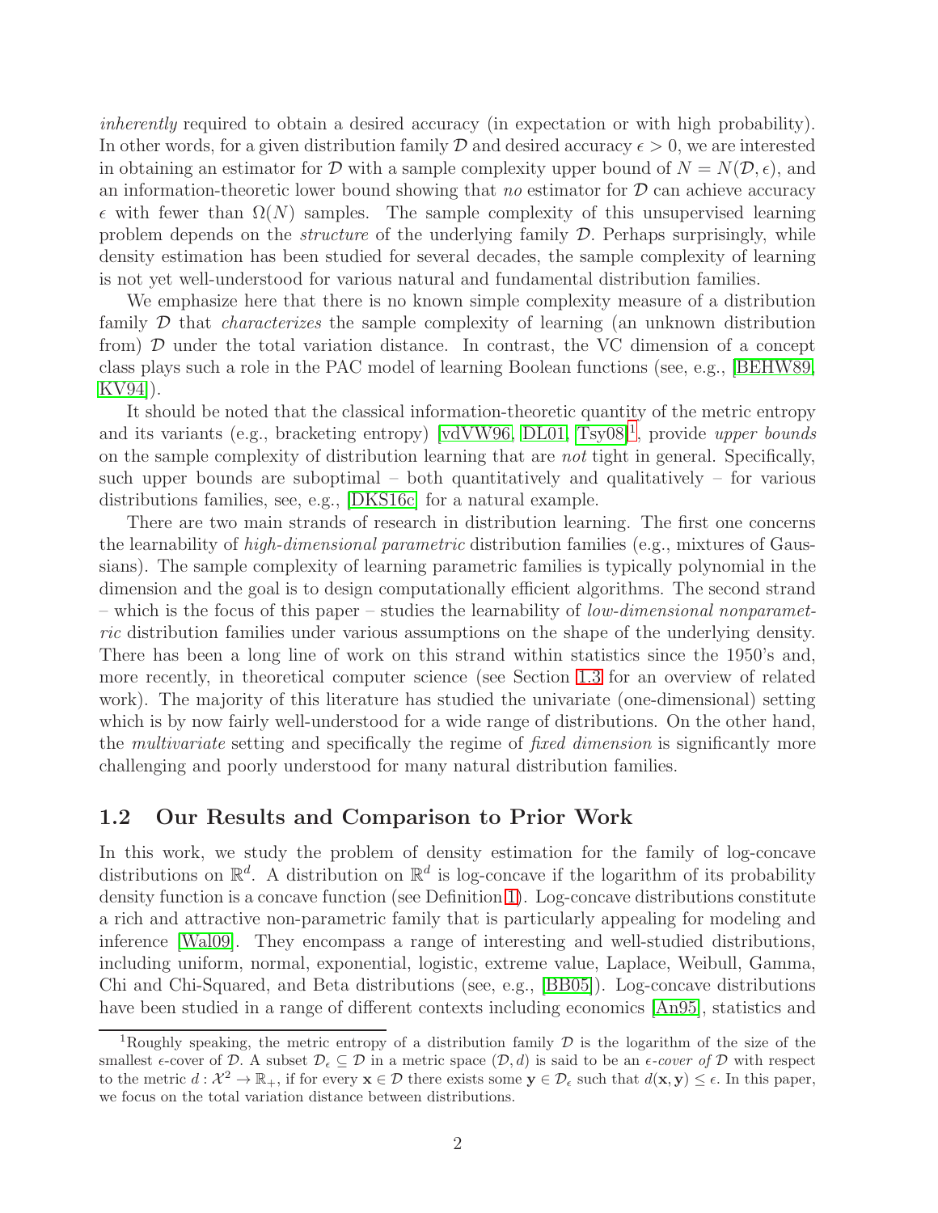*inherently* required to obtain a desired accuracy (in expectation or with high probability). In other words, for a given distribution family $\mathcal{D}$ and desired accuracy $\epsilon > 0$, we are interested in obtaining an estimator for $\mathcal{D}$ with a sample complexity upper bound of $N = N(\mathcal{D}, \epsilon)$, and an information-theoretic lower bound showing that *no* estimator for $\mathcal{D}$ can achieve accuracy $\epsilon$ with fewer than $\Omega(N)$ samples. The sample complexity of this unsupervised learning problem depends on the *structure* of the underlying family $\mathcal{D}$. Perhaps surprisingly, while density estimation has been studied for several decades, the sample complexity of learning is not yet well-understood for various natural and fundamental distribution families.

We emphasize here that there is no known simple complexity measure of a distribution family $\mathcal{D}$ that *characterizes* the sample complexity of learning (an unknown distribution from) $\mathcal{D}$ under the total variation distance. In contrast, the VC dimension of a concept class plays such a role in the PAC model of learning Boolean functions (see, e.g., [BEHW89, KV94]).

It should be noted that the classical information-theoretic quantity of the metric entropy and its variants (e.g., bracketing entropy) [vdVW96, DL01, Tsy08][1], provide *upper bounds* on the sample complexity of distribution learning that are *not* tight in general. Specifically, such upper bounds are suboptimal – both quantitatively and qualitatively – for various distributions families, see, e.g., [DKS16c] for a natural example.

There are two main strands of research in distribution learning. The first one concerns the learnability of *high-dimensional parametric* distribution families (e.g., mixtures of Gaussians). The sample complexity of learning parametric families is typically polynomial in the dimension and the goal is to design computationally efficient algorithms. The second strand – which is the focus of this paper – studies the learnability of *low-dimensional nonparametric* distribution families under various assumptions on the shape of the underlying density. There has been a long line of work on this strand within statistics since the 1950's and, more recently, in theoretical computer science (see Section 1.3 for an overview of related work). The majority of this literature has studied the univariate (one-dimensional) setting which is by now fairly well-understood for a wide range of distributions. On the other hand, the *multivariate* setting and specifically the regime of *fixed dimension* is significantly more challenging and poorly understood for many natural distribution families.

## 1.2 Our Results and Comparison to Prior Work

In this work, we study the problem of density estimation for the family of log-concave distributions on $\mathbb{R}^d$. A distribution on $\mathbb{R}^d$ is log-concave if the logarithm of its probability density function is a concave function (see Definition 1). Log-concave distributions constitute a rich and attractive non-parametric family that is particularly appealing for modeling and inference [Wal09]. They encompass a range of interesting and well-studied distributions, including uniform, normal, exponential, logistic, extreme value, Laplace, Weibull, Gamma, Chi and Chi-Squared, and Beta distributions (see, e.g., [BB05]). Log-concave distributions have been studied in a range of different contexts including economics [An95], statistics and

[1] Roughly speaking, the metric entropy of a distribution family $\mathcal{D}$ is the logarithm of the size of the smallest $\epsilon$-cover of $\mathcal{D}$. A subset $\mathcal{D}_\epsilon \subseteq \mathcal{D}$ in a metric space $(\mathcal{D}, d)$ is said to be an *$\epsilon$-cover of* $\mathcal{D}$ with respect to the metric $d : \mathcal{X}^2 \to \mathbb{R}_+$, if for every $\mathbf{x} \in \mathcal{D}$ there exists some $\mathbf{y} \in \mathcal{D}_\epsilon$ such that $d(\mathbf{x}, \mathbf{y}) \leq \epsilon$. In this paper, we focus on the total variation distance between distributions.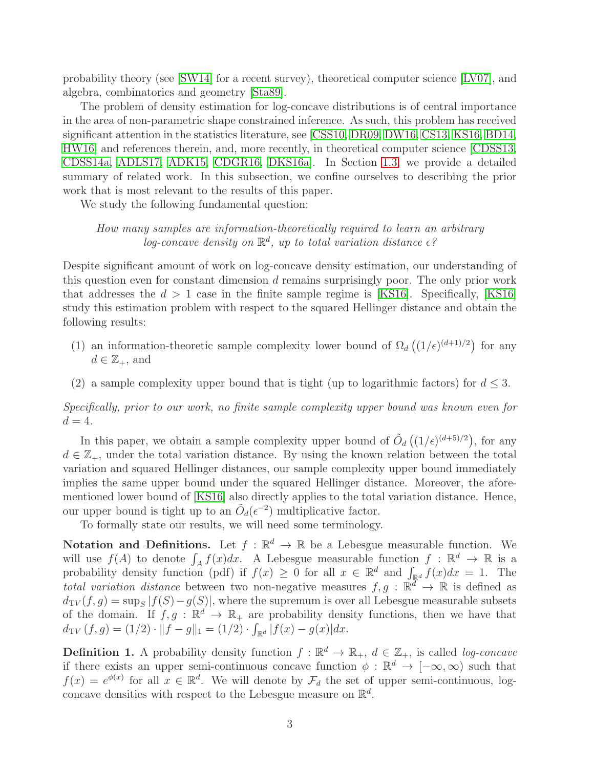probability theory (see [SW14] for a recent survey), theoretical computer science [LV07], and algebra, combinatorics and geometry [Sta89].

The problem of density estimation for log-concave distributions is of central importance in the area of non-parametric shape constrained inference. As such, this problem has received significant attention in the statistics literature, see [CSS10, DR09, DW16, CS13, KS16, BD14, HW16] and references therein, and, more recently, in theoretical computer science [CDSS13, CDSS14a, ADLS17, ADK15, CDGR16, DKS16a]. In Section 1.3, we provide a detailed summary of related work. In this subsection, we confine ourselves to describing the prior work that is most relevant to the results of this paper.

We study the following fundamental question:

*How many samples are information-theoretically required to learn an arbitrary log-concave density on $\mathbb{R}^d$, up to total variation distance $\epsilon$?*

Despite significant amount of work on log-concave density estimation, our understanding of this question even for constant dimension $d$ remains surprisingly poor. The only prior work that addresses the $d > 1$ case in the finite sample regime is [KS16]. Specifically, [KS16] study this estimation problem with respect to the squared Hellinger distance and obtain the following results:

(1) an information-theoretic sample complexity lower bound of $\Omega_d\left((1/\epsilon)^{(d+1)/2}\right)$ for any $d \in \mathbb{Z}_+$, and

(2) a sample complexity upper bound that is tight (up to logarithmic factors) for $d \leq 3$.

*Specifically, prior to our work, no finite sample complexity upper bound was known even for $d = 4$.*

In this paper, we obtain a sample complexity upper bound of $\tilde{O}_d\left((1/\epsilon)^{(d+5)/2}\right)$, for any $d \in \mathbb{Z}_+$, under the total variation distance. By using the known relation between the total variation and squared Hellinger distances, our sample complexity upper bound immediately implies the same upper bound under the squared Hellinger distance. Moreover, the aforementioned lower bound of [KS16] also directly applies to the total variation distance. Hence, our upper bound is tight up to an $\tilde{O}_d(\epsilon^{-2})$ multiplicative factor.

To formally state our results, we will need some terminology.

**Notation and Definitions.** Let $f : \mathbb{R}^d \to \mathbb{R}$ be a Lebesgue measurable function. We will use $f(A)$ to denote $\int_A f(x)dx$. A Lebesgue measurable function $f : \mathbb{R}^d \to \mathbb{R}$ is a probability density function (pdf) if $f(x) \geq 0$ for all $x \in \mathbb{R}^d$ and $\int_{\mathbb{R}^d} f(x)dx = 1$. The *total variation distance* between two non-negative measures $f, g : \mathbb{R}^d \to \mathbb{R}$ is defined as $d_{\mathrm{TV}}(f, g) = \sup_S |f(S) - g(S)|$, where the supremum is over all Lebesgue measurable subsets of the domain. If $f, g : \mathbb{R}^d \to \mathbb{R}_+$ are probability density functions, then we have that $d_{\mathrm{TV}}(f, g) = (1/2) \cdot \|f - g\|_1 = (1/2) \cdot \int_{\mathbb{R}^d} |f(x) - g(x)|dx$.

**Definition 1.** A probability density function $f : \mathbb{R}^d \to \mathbb{R}_+$, $d \in \mathbb{Z}_+$, is called *log-concave* if there exists an upper semi-continuous concave function $\phi : \mathbb{R}^d \to [-\infty, \infty)$ such that $f(x) = e^{\phi(x)}$ for all $x \in \mathbb{R}^d$. We will denote by $\mathcal{F}_d$ the set of upper semi-continuous, log-concave densities with respect to the Lebesgue measure on $\mathbb{R}^d$.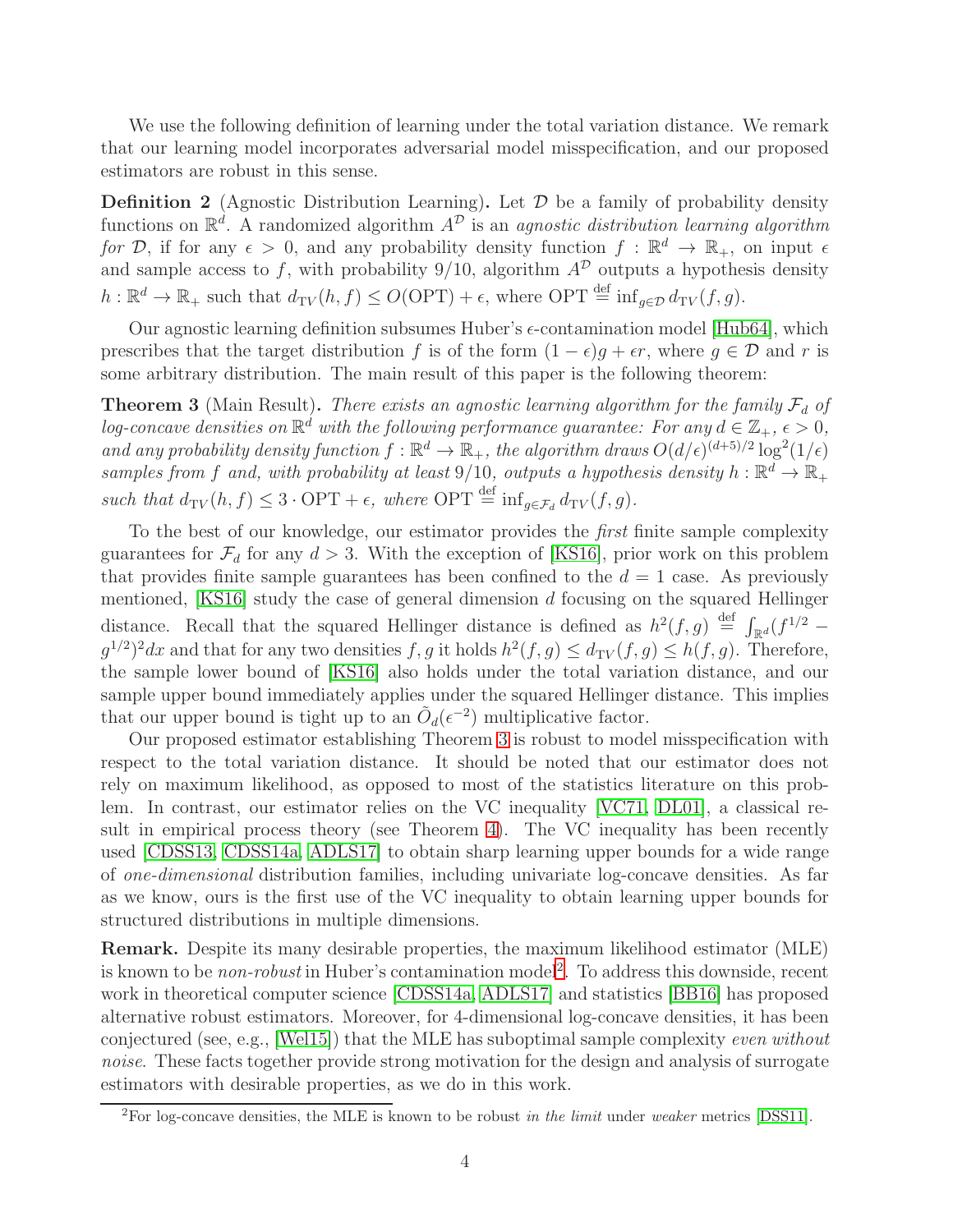We use the following definition of learning under the total variation distance. We remark that our learning model incorporates adversarial model misspecification, and our proposed estimators are robust in this sense.

**Definition 2** (Agnostic Distribution Learning)**.** Let $\mathcal{D}$ be a family of probability density functions on $\mathbb{R}^d$. A randomized algorithm $A^{\mathcal{D}}$ is an *agnostic distribution learning algorithm for* $\mathcal{D}$, if for any $\epsilon > 0$, and any probability density function $f : \mathbb{R}^d \to \mathbb{R}_+$, on input $\epsilon$ and sample access to $f$, with probability $9/10$, algorithm $A^{\mathcal{D}}$ outputs a hypothesis density $h : \mathbb{R}^d \to \mathbb{R}_+$ such that $d_{\mathrm{TV}}(h, f) \leq O(\mathrm{OPT}) + \epsilon$, where $\mathrm{OPT} \stackrel{\mathrm{def}}{=} \inf_{g \in \mathcal{D}} d_{\mathrm{TV}}(f, g)$.

Our agnostic learning definition subsumes Huber's $\epsilon$-contamination model [Hub64], which prescribes that the target distribution $f$ is of the form $(1-\epsilon)g + \epsilon r$, where $g \in \mathcal{D}$ and $r$ is some arbitrary distribution. The main result of this paper is the following theorem:

**Theorem 3** (Main Result)**.** *There exists an agnostic learning algorithm for the family $\mathcal{F}_d$ of log-concave densities on $\mathbb{R}^d$ with the following performance guarantee: For any $d \in \mathbb{Z}_+$, $\epsilon > 0$, and any probability density function $f : \mathbb{R}^d \to \mathbb{R}_+$, the algorithm draws $O(d/\epsilon)^{(d+5)/2} \log^2(1/\epsilon)$ samples from $f$ and, with probability at least $9/10$, outputs a hypothesis density $h : \mathbb{R}^d \to \mathbb{R}_+$ such that $d_{\mathrm{TV}}(h, f) \leq 3 \cdot \mathrm{OPT} + \epsilon$, where $\mathrm{OPT} \stackrel{\mathrm{def}}{=} \inf_{g \in \mathcal{F}_d} d_{\mathrm{TV}}(f, g)$.*

To the best of our knowledge, our estimator provides the *first* finite sample complexity guarantees for $\mathcal{F}_d$ for any $d > 3$. With the exception of [KS16], prior work on this problem that provides finite sample guarantees has been confined to the $d = 1$ case. As previously mentioned, [KS16] study the case of general dimension $d$ focusing on the squared Hellinger distance. Recall that the squared Hellinger distance is defined as $h^2(f, g) \stackrel{\mathrm{def}}{=} \int_{\mathbb{R}^d} (f^{1/2} - g^{1/2})^2 dx$ and that for any two densities $f, g$ it holds $h^2(f, g) \leq d_{\mathrm{TV}}(f, g) \leq h(f, g)$. Therefore, the sample lower bound of [KS16] also holds under the total variation distance, and our sample upper bound immediately applies under the squared Hellinger distance. This implies that our upper bound is tight up to an $\tilde{O}_d(\epsilon^{-2})$ multiplicative factor.

Our proposed estimator establishing Theorem 3 is robust to model misspecification with respect to the total variation distance. It should be noted that our estimator does not rely on maximum likelihood, as opposed to most of the statistics literature on this problem. In contrast, our estimator relies on the VC inequality [VC71, DL01], a classical result in empirical process theory (see Theorem 4). The VC inequality has been recently used [CDSS13, CDSS14a, ADLS17] to obtain sharp learning upper bounds for a wide range of *one-dimensional* distribution families, including univariate log-concave densities. As far as we know, ours is the first use of the VC inequality to obtain learning upper bounds for structured distributions in multiple dimensions.

**Remark.** Despite its many desirable properties, the maximum likelihood estimator (MLE) is known to be *non-robust* in Huber's contamination model[2]. To address this downside, recent work in theoretical computer science [CDSS14a, ADLS17] and statistics [BB16] has proposed alternative robust estimators. Moreover, for 4-dimensional log-concave densities, it has been conjectured (see, e.g., [Wel15]) that the MLE has suboptimal sample complexity *even without noise*. These facts together provide strong motivation for the design and analysis of surrogate estimators with desirable properties, as we do in this work.

[2] For log-concave densities, the MLE is known to be robust *in the limit* under *weaker* metrics [DSS11].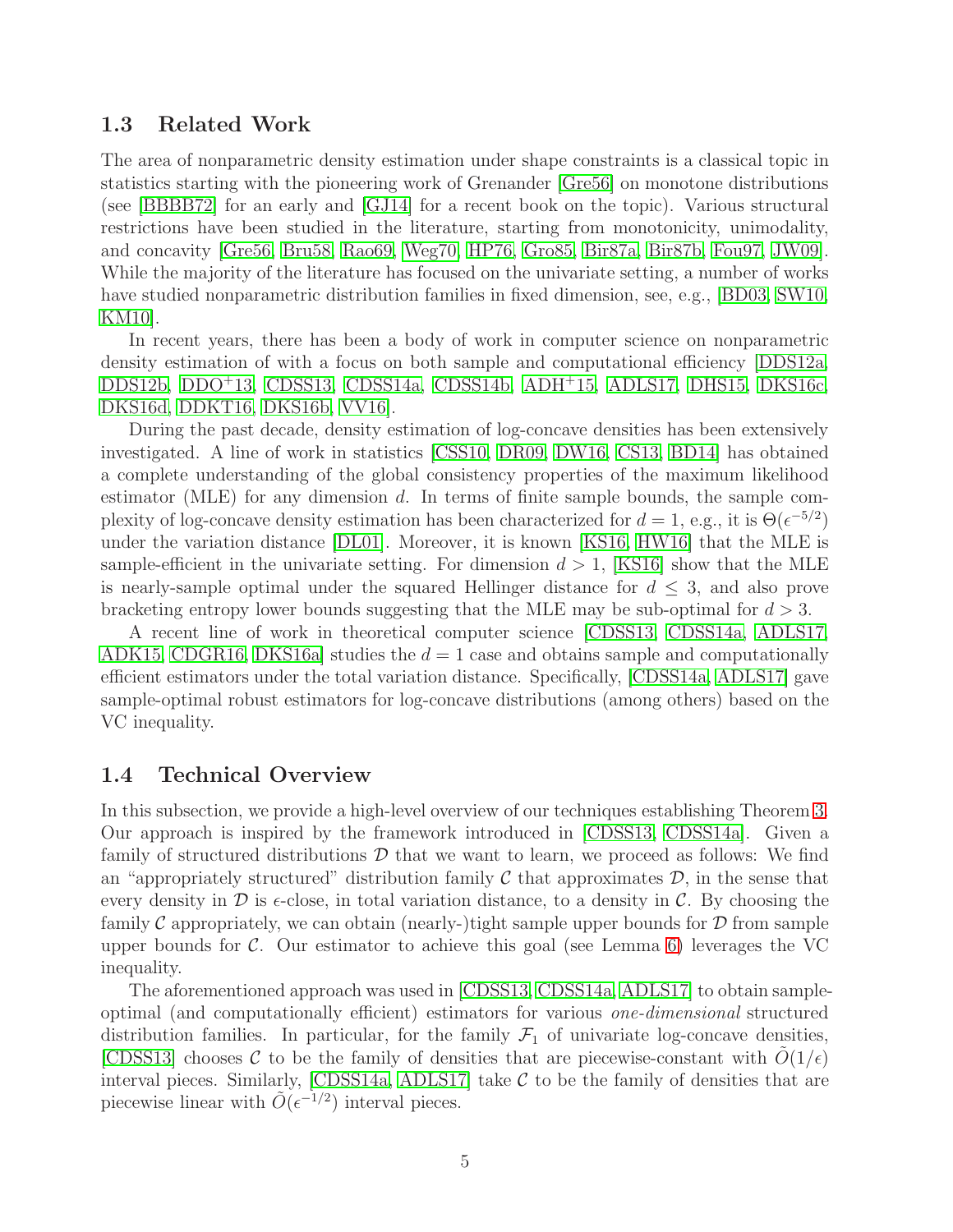### 1.3 Related Work

The area of nonparametric density estimation under shape constraints is a classical topic in statistics starting with the pioneering work of Grenander [Gre56] on monotone distributions (see [BBBB72] for an early and [GJ14] for a recent book on the topic). Various structural restrictions have been studied in the literature, starting from monotonicity, unimodality, and concavity [Gre56, Bru58, Rao69, Weg70, HP76, Gro85, Bir87a, Bir87b, Fou97, JW09]. While the majority of the literature has focused on the univariate setting, a number of works have studied nonparametric distribution families in fixed dimension, see, e.g., [BD03, SW10, KM10].

In recent years, there has been a body of work in computer science on nonparametric density estimation of with a focus on both sample and computational efficiency [DDS12a, DDS12b, DDO+13, CDSS13, CDSS14a, CDSS14b, ADH+15, ADLS17, DHS15, DKS16c, DKS16d, DDKT16, DKS16b, VV16].

During the past decade, density estimation of log-concave densities has been extensively investigated. A line of work in statistics [CSS10, DR09, DW16, CS13, BD14] has obtained a complete understanding of the global consistency properties of the maximum likelihood estimator (MLE) for any dimension $d$. In terms of finite sample bounds, the sample complexity of log-concave density estimation has been characterized for $d = 1$, e.g., it is $\Theta(\epsilon^{-5/2})$ under the variation distance [DL01]. Moreover, it is known [KS16, HW16] that the MLE is sample-efficient in the univariate setting. For dimension $d > 1$, [KS16] show that the MLE is nearly-sample optimal under the squared Hellinger distance for $d \leq 3$, and also prove bracketing entropy lower bounds suggesting that the MLE may be sub-optimal for $d > 3$.

A recent line of work in theoretical computer science [CDSS13, CDSS14a, ADLS17, ADK15, CDGR16, DKS16a] studies the $d = 1$ case and obtains sample and computationally efficient estimators under the total variation distance. Specifically, [CDSS14a, ADLS17] gave sample-optimal robust estimators for log-concave distributions (among others) based on the VC inequality.

### 1.4 Technical Overview

In this subsection, we provide a high-level overview of our techniques establishing Theorem 3. Our approach is inspired by the framework introduced in [CDSS13, CDSS14a]. Given a family of structured distributions $\mathcal{D}$ that we want to learn, we proceed as follows: We find an "appropriately structured" distribution family $\mathcal{C}$ that approximates $\mathcal{D}$, in the sense that every density in $\mathcal{D}$ is $\epsilon$-close, in total variation distance, to a density in $\mathcal{C}$. By choosing the family $\mathcal{C}$ appropriately, we can obtain (nearly-)tight sample upper bounds for $\mathcal{D}$ from sample upper bounds for $\mathcal{C}$. Our estimator to achieve this goal (see Lemma 6) leverages the VC inequality.

The aforementioned approach was used in [CDSS13, CDSS14a, ADLS17] to obtain sample-optimal (and computationally efficient) estimators for various *one-dimensional* structured distribution families. In particular, for the family $\mathcal{F}_1$ of univariate log-concave densities, [CDSS13] chooses $\mathcal{C}$ to be the family of densities that are piecewise-constant with $\tilde{O}(1/\epsilon)$ interval pieces. Similarly, [CDSS14a, ADLS17] take $\mathcal{C}$ to be the family of densities that are piecewise linear with $\tilde{O}(\epsilon^{-1/2})$ interval pieces.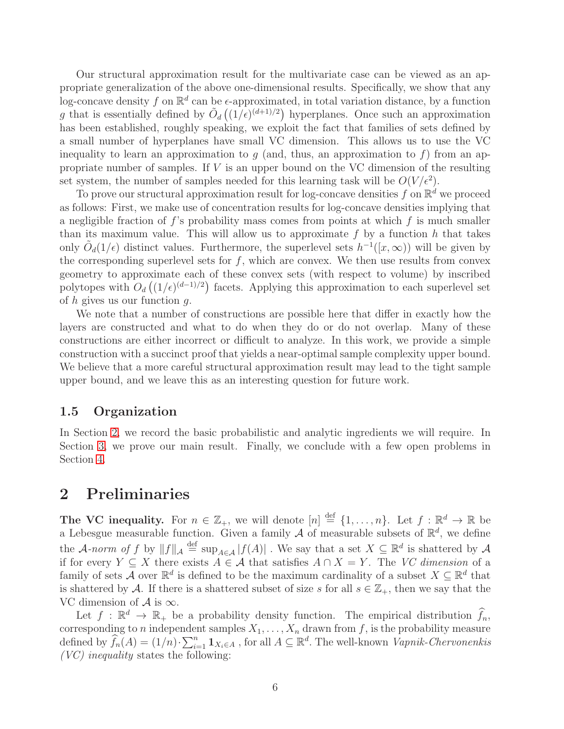Our structural approximation result for the multivariate case can be viewed as an appropriate generalization of the above one-dimensional results. Specifically, we show that any log-concave density $f$ on $\mathbb{R}^d$ can be $\epsilon$-approximated, in total variation distance, by a function $g$ that is essentially defined by $\tilde{O}_d\left((1/\epsilon)^{(d+1)/2}\right)$ hyperplanes. Once such an approximation has been established, roughly speaking, we exploit the fact that families of sets defined by a small number of hyperplanes have small VC dimension. This allows us to use the VC inequality to learn an approximation to $g$ (and, thus, an approximation to $f$) from an appropriate number of samples. If $V$ is an upper bound on the VC dimension of the resulting set system, the number of samples needed for this learning task will be $O(V/\epsilon^2)$.

To prove our structural approximation result for log-concave densities $f$ on $\mathbb{R}^d$ we proceed as follows: First, we make use of concentration results for log-concave densities implying that a negligible fraction of $f$'s probability mass comes from points at which $f$ is much smaller than its maximum value. This will allow us to approximate $f$ by a function $h$ that takes only $\tilde{O}_d(1/\epsilon)$ distinct values. Furthermore, the superlevel sets $h^{-1}([x,\infty))$ will be given by the corresponding superlevel sets for $f$, which are convex. We then use results from convex geometry to approximate each of these convex sets (with respect to volume) by inscribed polytopes with $O_d\left((1/\epsilon)^{(d-1)/2}\right)$ facets. Applying this approximation to each superlevel set of $h$ gives us our function $g$.

We note that a number of constructions are possible here that differ in exactly how the layers are constructed and what to do when they do or do not overlap. Many of these constructions are either incorrect or difficult to analyze. In this work, we provide a simple construction with a succinct proof that yields a near-optimal sample complexity upper bound. We believe that a more careful structural approximation result may lead to the tight sample upper bound, and we leave this as an interesting question for future work.

### 1.5 Organization

In Section 2, we record the basic probabilistic and analytic ingredients we will require. In Section 3, we prove our main result. Finally, we conclude with a few open problems in Section 4.

## 2 Preliminaries

**The VC inequality.** For $n \in \mathbb{Z}_+$, we will denote $[n] \stackrel{\text{def}}{=} \{1, \ldots, n\}$. Let $f : \mathbb{R}^d \to \mathbb{R}$ be a Lebesgue measurable function. Given a family $\mathcal{A}$ of measurable subsets of $\mathbb{R}^d$, we define the *$\mathcal{A}$-norm of $f$* by $\|f\|_{\mathcal{A}} \stackrel{\text{def}}{=} \sup_{A \in \mathcal{A}} |f(A)|$ . We say that a set $X \subseteq \mathbb{R}^d$ is shattered by $\mathcal{A}$ if for every $Y \subseteq X$ there exists $A \in \mathcal{A}$ that satisfies $A \cap X = Y$. The *VC dimension* of a family of sets $\mathcal{A}$ over $\mathbb{R}^d$ is defined to be the maximum cardinality of a subset $X \subseteq \mathbb{R}^d$ that is shattered by $\mathcal{A}$. If there is a shattered subset of size $s$ for all $s \in \mathbb{Z}_+$, then we say that the VC dimension of $\mathcal{A}$ is $\infty$.

Let $f : \mathbb{R}^d \to \mathbb{R}_+$ be a probability density function. The empirical distribution $\widehat{f}_n$, corresponding to $n$ independent samples $X_1, \ldots, X_n$ drawn from $f$, is the probability measure defined by $\widehat{f}_n(A) = (1/n) \cdot \sum_{i=1}^n \mathbf{1}_{X_i \in A}$ , for all $A \subseteq \mathbb{R}^d$. The well-known *Vapnik-Chervonenkis (VC) inequality* states the following: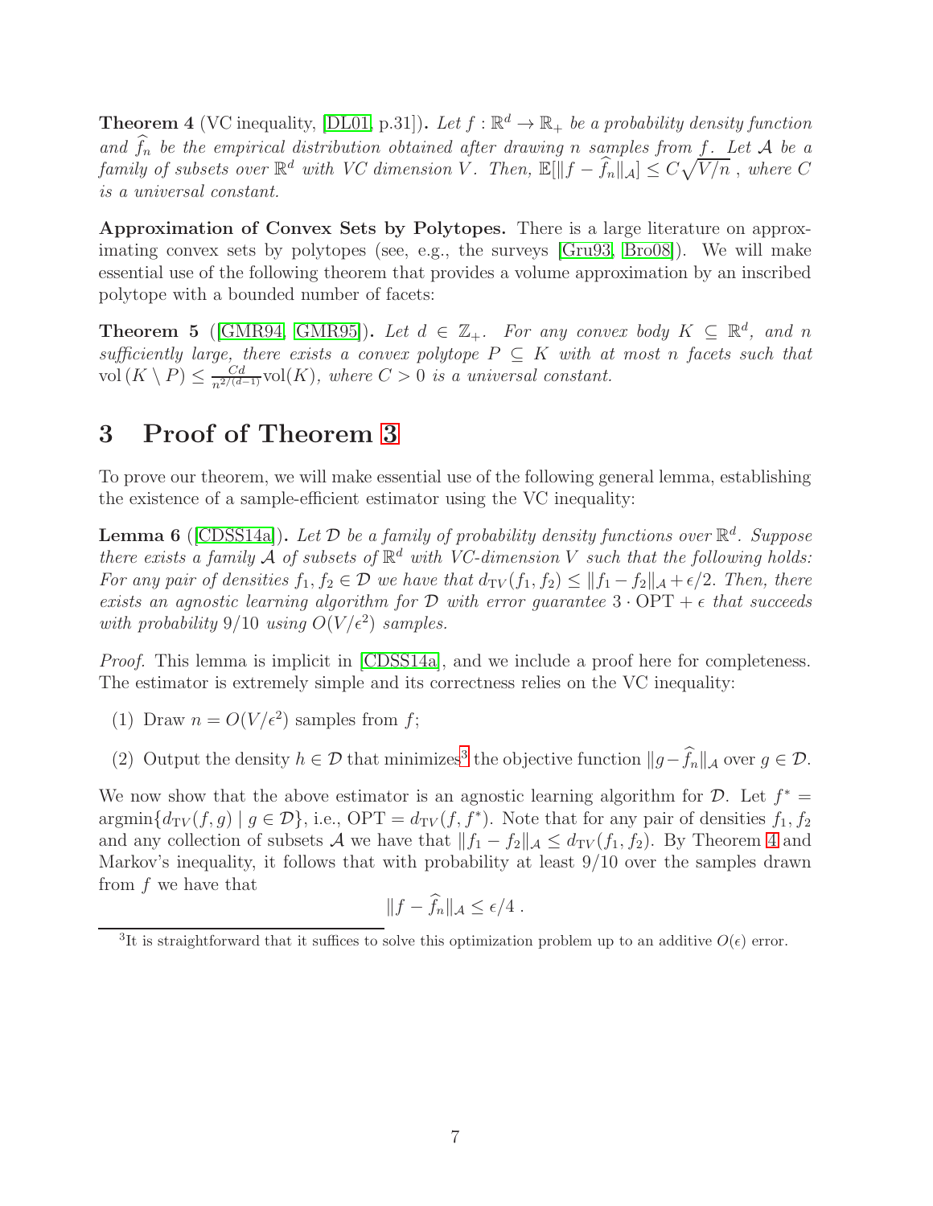**Theorem 4** (VC inequality, [DL01, p.31]). *Let $f : \mathbb{R}^d \to \mathbb{R}_+$ be a probability density function and $\widehat{f}_n$ be the empirical distribution obtained after drawing $n$ samples from $f$. Let $\mathcal{A}$ be a family of subsets over $\mathbb{R}^d$ with VC dimension $V$. Then, $\mathbb{E}[\|f - \widehat{f}_n\|_{\mathcal{A}}] \leq C\sqrt{V/n}$ , where $C$ is a universal constant.*

**Approximation of Convex Sets by Polytopes.** There is a large literature on approximating convex sets by polytopes (see, e.g., the surveys [Gru93, Bro08]). We will make essential use of the following theorem that provides a volume approximation by an inscribed polytope with a bounded number of facets:

**Theorem 5** ([GMR94, GMR95]). *Let $d \in \mathbb{Z}_+$. For any convex body $K \subseteq \mathbb{R}^d$, and $n$ sufficiently large, there exists a convex polytope $P \subseteq K$ with at most $n$ facets such that $\mathrm{vol}\,(K \setminus P) \leq \frac{Cd}{n^{2/(d-1)}}\mathrm{vol}(K)$, where $C > 0$ is a universal constant.*

# 3 Proof of Theorem 3

To prove our theorem, we will make essential use of the following general lemma, establishing the existence of a sample-efficient estimator using the VC inequality:

**Lemma 6** ([CDSS14a]). *Let $\mathcal{D}$ be a family of probability density functions over $\mathbb{R}^d$. Suppose there exists a family $\mathcal{A}$ of subsets of $\mathbb{R}^d$ with VC-dimension $V$ such that the following holds: For any pair of densities $f_1, f_2 \in \mathcal{D}$ we have that $d_{\mathrm{TV}}(f_1, f_2) \leq \|f_1 - f_2\|_{\mathcal{A}} + \epsilon/2$. Then, there exists an agnostic learning algorithm for $\mathcal{D}$ with error guarantee $3 \cdot \mathrm{OPT} + \epsilon$ that succeeds with probability $9/10$ using $O(V/\epsilon^2)$ samples.*

*Proof.* This lemma is implicit in [CDSS14a], and we include a proof here for completeness. The estimator is extremely simple and its correctness relies on the VC inequality:

(1) Draw $n = O(V/\epsilon^2)$ samples from $f$;

(2) Output the density $h \in \mathcal{D}$ that minimizes[3] the objective function $\|g - \widehat{f}_n\|_{\mathcal{A}}$ over $g \in \mathcal{D}$.

We now show that the above estimator is an agnostic learning algorithm for $\mathcal{D}$. Let $f^* = \mathrm{argmin}\{d_{\mathrm{TV}}(f, g) \mid g \in \mathcal{D}\}$, i.e., $\mathrm{OPT} = d_{\mathrm{TV}}(f, f^*)$. Note that for any pair of densities $f_1, f_2$ and any collection of subsets $\mathcal{A}$ we have that $\|f_1 - f_2\|_{\mathcal{A}} \leq d_{\mathrm{TV}}(f_1, f_2)$. By Theorem 4 and Markov's inequality, it follows that with probability at least $9/10$ over the samples drawn from $f$ we have that

$$\|f - \widehat{f}_n\|_{\mathcal{A}} \leq \epsilon/4 \, .$$

[3] It is straightforward that it suffices to solve this optimization problem up to an additive $O(\epsilon)$ error.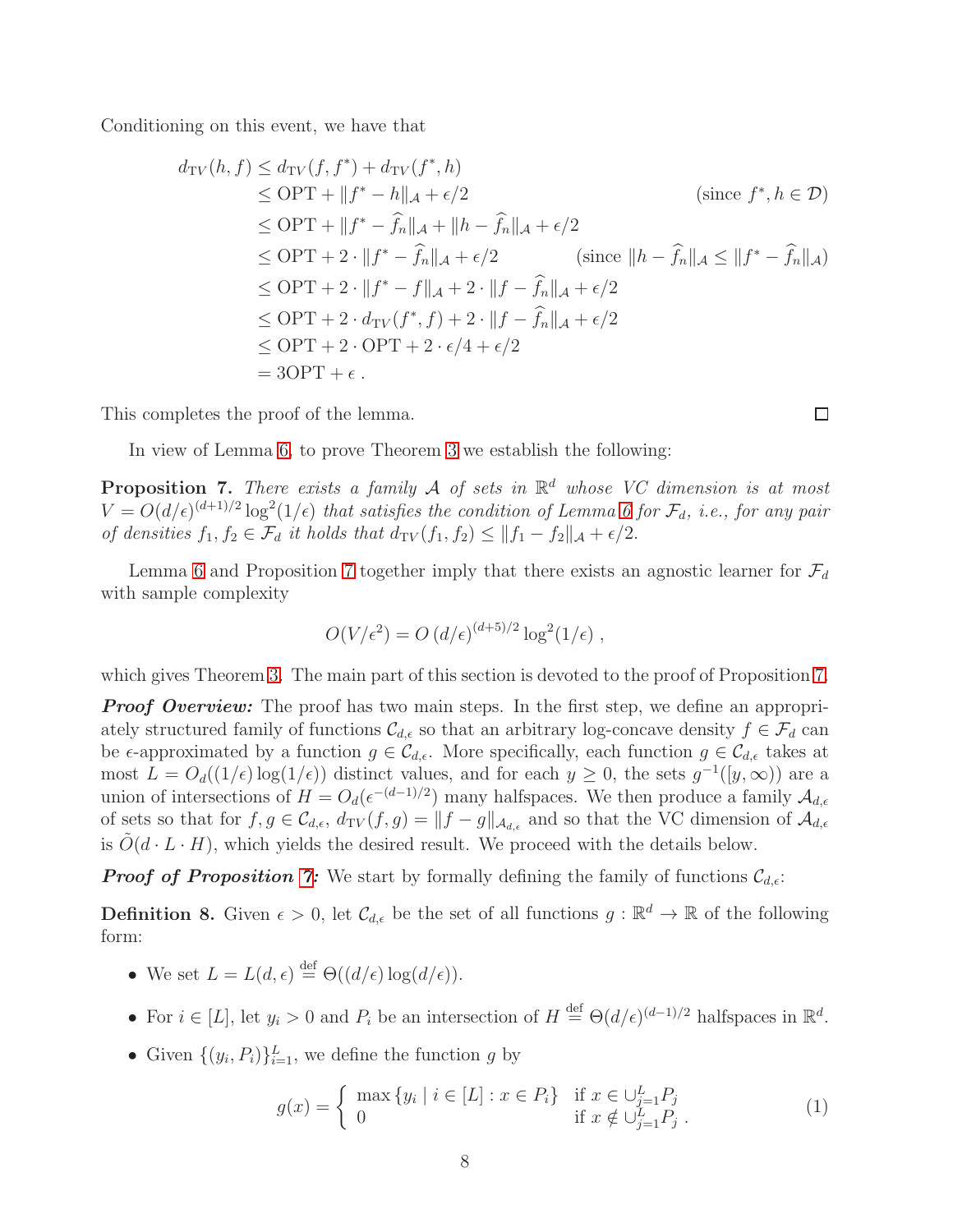Conditioning on this event, we have that

$$
\begin{aligned}
d_{\mathrm{TV}}(h, f) &\le d_{\mathrm{TV}}(f, f^*) + d_{\mathrm{TV}}(f^*, h) \\
&\le \mathrm{OPT} + \|f^* - h\|_{\mathcal{A}} + \epsilon/2 && \text{(since } f^*, h \in \mathcal{D}\text{)} \\
&\le \mathrm{OPT} + \|f^* - \widehat{f}_n\|_{\mathcal{A}} + \|h - \widehat{f}_n\|_{\mathcal{A}} + \epsilon/2 \\
&\le \mathrm{OPT} + 2 \cdot \|f^* - \widehat{f}_n\|_{\mathcal{A}} + \epsilon/2 && \text{(since } \|h - \widehat{f}_n\|_{\mathcal{A}} \le \|f^* - \widehat{f}_n\|_{\mathcal{A}}\text{)} \\
&\le \mathrm{OPT} + 2 \cdot \|f^* - f\|_{\mathcal{A}} + 2 \cdot \|f - \widehat{f}_n\|_{\mathcal{A}} + \epsilon/2 \\
&\le \mathrm{OPT} + 2 \cdot d_{\mathrm{TV}}(f^*, f) + 2 \cdot \|f - \widehat{f}_n\|_{\mathcal{A}} + \epsilon/2 \\
&\le \mathrm{OPT} + 2 \cdot \mathrm{OPT} + 2 \cdot \epsilon/4 + \epsilon/2 \\
&= 3\mathrm{OPT} + \epsilon\,.
\end{aligned}
$$

This completes the proof of the lemma. ∎

In view of Lemma 6, to prove Theorem 3 we establish the following:

**Proposition 7.** *There exists a family $\mathcal{A}$ of sets in $\mathbb{R}^d$ whose VC dimension is at most $V = O(d/\epsilon)^{(d+1)/2} \log^2(1/\epsilon)$ that satisfies the condition of Lemma 6 for $\mathcal{F}_d$, i.e., for any pair of densities $f_1, f_2 \in \mathcal{F}_d$ it holds that $d_{\mathrm{TV}}(f_1, f_2) \le \|f_1 - f_2\|_{\mathcal{A}} + \epsilon/2$.*

Lemma 6 and Proposition 7 together imply that there exists an agnostic learner for $\mathcal{F}_d$ with sample complexity

$$
O(V/\epsilon^2) = O\left(d/\epsilon\right)^{(d+5)/2} \log^2(1/\epsilon)\,,
$$

which gives Theorem 3. The main part of this section is devoted to the proof of Proposition 7.

***Proof Overview:*** The proof has two main steps. In the first step, we define an appropriately structured family of functions $\mathcal{C}_{d,\epsilon}$ so that an arbitrary log-concave density $f \in \mathcal{F}_d$ can be $\epsilon$-approximated by a function $g \in \mathcal{C}_{d,\epsilon}$. More specifically, each function $g \in \mathcal{C}_{d,\epsilon}$ takes at most $L = O_d((1/\epsilon)\log(1/\epsilon))$ distinct values, and for each $y \ge 0$, the sets $g^{-1}([y, \infty))$ are a union of intersections of $H = O_d(\epsilon^{-(d-1)/2})$ many halfspaces. We then produce a family $\mathcal{A}_{d,\epsilon}$ of sets so that for $f, g \in \mathcal{C}_{d,\epsilon}$, $d_{\mathrm{TV}}(f, g) = \|f - g\|_{\mathcal{A}_{d,\epsilon}}$ and so that the VC dimension of $\mathcal{A}_{d,\epsilon}$ is $\tilde{O}(d \cdot L \cdot H)$, which yields the desired result. We proceed with the details below.

***Proof of Proposition 7:*** We start by formally defining the family of functions $\mathcal{C}_{d,\epsilon}$:

**Definition 8.** Given $\epsilon > 0$, let $\mathcal{C}_{d,\epsilon}$ be the set of all functions $g : \mathbb{R}^d \to \mathbb{R}$ of the following form:

- We set $L = L(d, \epsilon) \stackrel{\mathrm{def}}{=} \Theta((d/\epsilon)\log(d/\epsilon))$.
- For $i \in [L]$, let $y_i > 0$ and $P_i$ be an intersection of $H \stackrel{\mathrm{def}}{=} \Theta(d/\epsilon)^{(d-1)/2}$ halfspaces in $\mathbb{R}^d$.
- Given $\{(y_i, P_i)\}_{i=1}^L$, we define the function $g$ by

$$
g(x) = \begin{cases} \max\{y_i \mid i \in [L] : x \in P_i\} & \text{if } x \in \cup_{j=1}^L P_j \\ 0 & \text{if } x \notin \cup_{j=1}^L P_j\,. \end{cases} \tag{1}
$$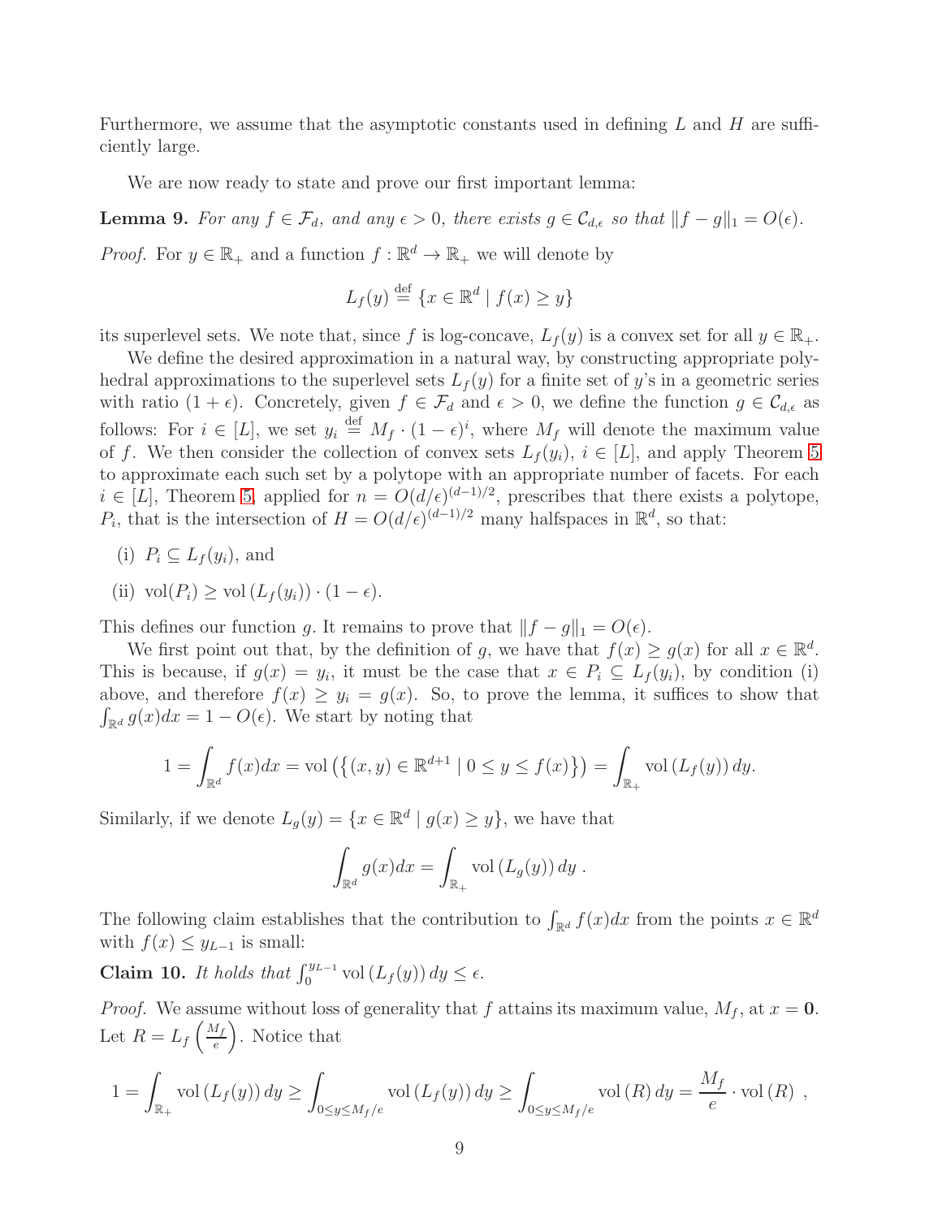Furthermore, we assume that the asymptotic constants used in defining $L$ and $H$ are sufficiently large.

We are now ready to state and prove our first important lemma:

**Lemma 9.** *For any $f \in \mathcal{F}_d$, and any $\epsilon > 0$, there exists $g \in \mathcal{C}_{d,\epsilon}$ so that $\|f - g\|_1 = O(\epsilon)$.*

*Proof.* For $y \in \mathbb{R}_+$ and a function $f : \mathbb{R}^d \to \mathbb{R}_+$ we will denote by

$$L_f(y) \stackrel{\text{def}}{=} \{x \in \mathbb{R}^d \mid f(x) \geq y\}$$

its superlevel sets. We note that, since $f$ is log-concave, $L_f(y)$ is a convex set for all $y \in \mathbb{R}_+$.

We define the desired approximation in a natural way, by constructing appropriate polyhedral approximations to the superlevel sets $L_f(y)$ for a finite set of $y$'s in a geometric series with ratio $(1+\epsilon)$. Concretely, given $f \in \mathcal{F}_d$ and $\epsilon > 0$, we define the function $g \in \mathcal{C}_{d,\epsilon}$ as follows: For $i \in [L]$, we set $y_i \stackrel{\text{def}}{=} M_f \cdot (1-\epsilon)^i$, where $M_f$ will denote the maximum value of $f$. We then consider the collection of convex sets $L_f(y_i)$, $i \in [L]$, and apply Theorem 5 to approximate each such set by a polytope with an appropriate number of facets. For each $i \in [L]$, Theorem 5, applied for $n = O(d/\epsilon)^{(d-1)/2}$, prescribes that there exists a polytope, $P_i$, that is the intersection of $H = O(d/\epsilon)^{(d-1)/2}$ many halfspaces in $\mathbb{R}^d$, so that:

(i) $P_i \subseteq L_f(y_i)$, and

(ii) $\mathrm{vol}(P_i) \geq \mathrm{vol}(L_f(y_i)) \cdot (1-\epsilon)$.

This defines our function $g$. It remains to prove that $\|f - g\|_1 = O(\epsilon)$.

We first point out that, by the definition of $g$, we have that $f(x) \geq g(x)$ for all $x \in \mathbb{R}^d$. This is because, if $g(x) = y_i$, it must be the case that $x \in P_i \subseteq L_f(y_i)$, by condition (i) above, and therefore $f(x) \geq y_i = g(x)$. So, to prove the lemma, it suffices to show that $\int_{\mathbb{R}^d} g(x)dx = 1 - O(\epsilon)$. We start by noting that

$$1 = \int_{\mathbb{R}^d} f(x)dx = \mathrm{vol}\left(\{(x,y) \in \mathbb{R}^{d+1} \mid 0 \leq y \leq f(x)\}\right) = \int_{\mathbb{R}_+} \mathrm{vol}(L_f(y))\, dy.$$

Similarly, if we denote $L_g(y) = \{x \in \mathbb{R}^d \mid g(x) \geq y\}$, we have that

$$\int_{\mathbb{R}^d} g(x)dx = \int_{\mathbb{R}_+} \mathrm{vol}(L_g(y))\, dy\ .$$

The following claim establishes that the contribution to $\int_{\mathbb{R}^d} f(x)dx$ from the points $x \in \mathbb{R}^d$ with $f(x) \leq y_{L-1}$ is small:

**Claim 10.** *It holds that $\int_0^{y_{L-1}} \mathrm{vol}(L_f(y))\, dy \leq \epsilon$.*

*Proof.* We assume without loss of generality that $f$ attains its maximum value, $M_f$, at $x = \mathbf{0}$. Let $R = L_f\left(\frac{M_f}{e}\right)$. Notice that

$$1 = \int_{\mathbb{R}_+} \mathrm{vol}(L_f(y))\, dy \geq \int_{0 \leq y \leq M_f/e} \mathrm{vol}(L_f(y))\, dy \geq \int_{0 \leq y \leq M_f/e} \mathrm{vol}(R)\, dy = \frac{M_f}{e} \cdot \mathrm{vol}(R)\ ,$$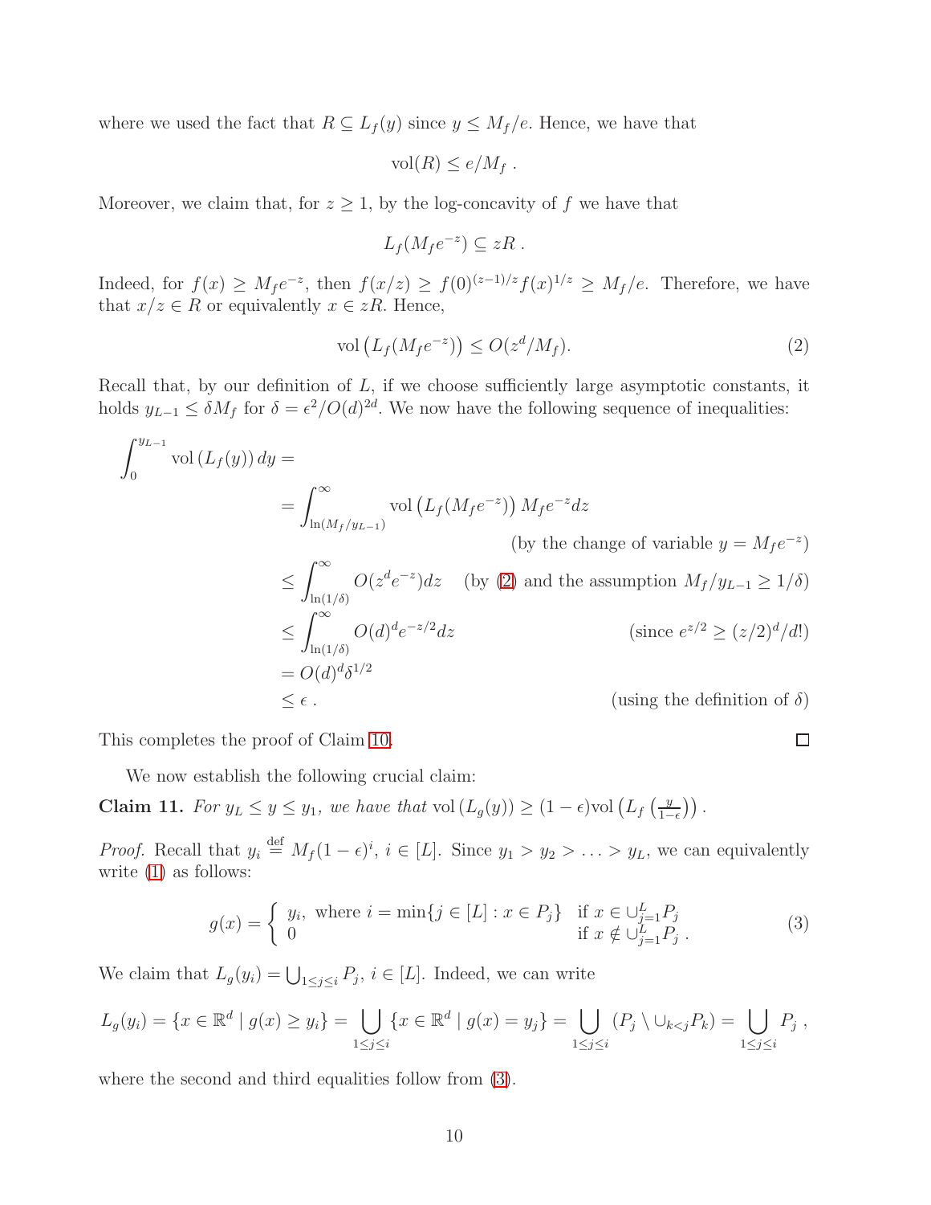where we used the fact that $R \subseteq L_f(y)$ since $y \leq M_f/e$. Hence, we have that

$$\mathrm{vol}(R) \leq e/M_f \; .$$

Moreover, we claim that, for $z \geq 1$, by the log-concavity of $f$ we have that

$$L_f(M_f e^{-z}) \subseteq zR \; .$$

Indeed, for $f(x) \geq M_f e^{-z}$, then $f(x/z) \geq f(0)^{(z-1)/z} f(x)^{1/z} \geq M_f/e$. Therefore, we have that $x/z \in R$ or equivalently $x \in zR$. Hence,

$$\mathrm{vol}\left(L_f(M_f e^{-z})\right) \leq O(z^d/M_f). \tag{2}$$

Recall that, by our definition of $L$, if we choose sufficiently large asymptotic constants, it holds $y_{L-1} \leq \delta M_f$ for $\delta = \epsilon^2/O(d)^{2d}$. We now have the following sequence of inequalities:

$$
\begin{aligned}
\int_0^{y_{L-1}} \mathrm{vol}\left(L_f(y)\right) dy = & \\
&= \int_{\ln(M_f/y_{L-1})}^{\infty} \mathrm{vol}\left(L_f(M_f e^{-z})\right) M_f e^{-z} dz \\
& \qquad\qquad\qquad\qquad\qquad \text{(by the change of variable } y = M_f e^{-z}\text{)} \\
&\leq \int_{\ln(1/\delta)}^{\infty} O(z^d e^{-z}) dz \quad \text{(by (2) and the assumption } M_f/y_{L-1} \geq 1/\delta\text{)} \\
&\leq \int_{\ln(1/\delta)}^{\infty} O(d)^d e^{-z/2} dz \qquad\qquad\qquad \text{(since } e^{z/2} \geq (z/2)^d/d!\text{)} \\
&= O(d)^d \delta^{1/2} \\
&\leq \epsilon \; . \qquad\qquad\qquad\qquad\qquad\qquad\qquad \text{(using the definition of } \delta\text{)}
\end{aligned}
$$

This completes the proof of Claim 10. ◻

We now establish the following crucial claim:

**Claim 11.** *For $y_L \leq y \leq y_1$, we have that* $\mathrm{vol}\left(L_g(y)\right) \geq (1-\epsilon)\mathrm{vol}\left(L_f\left(\frac{y}{1-\epsilon}\right)\right)$.

*Proof.* Recall that $y_i \stackrel{\text{def}}{=} M_f(1-\epsilon)^i$, $i \in [L]$. Since $y_1 > y_2 > \ldots > y_L$, we can equivalently write (1) as follows:

$$g(x) = \begin{cases} y_i, \text{ where } i = \min\{j \in [L] : x \in P_j\} & \text{if } x \in \cup_{j=1}^{L} P_j \\ 0 & \text{if } x \notin \cup_{j=1}^{L} P_j \; . \end{cases} \tag{3}$$

We claim that $L_g(y_i) = \bigcup_{1 \leq j \leq i} P_j$, $i \in [L]$. Indeed, we can write

$$L_g(y_i) = \{x \in \mathbb{R}^d \mid g(x) \geq y_i\} = \bigcup_{1 \leq j \leq i} \{x \in \mathbb{R}^d \mid g(x) = y_j\} = \bigcup_{1 \leq j \leq i} (P_j \setminus \cup_{k<j} P_k) = \bigcup_{1 \leq j \leq i} P_j \; ,$$

where the second and third equalities follow from (3).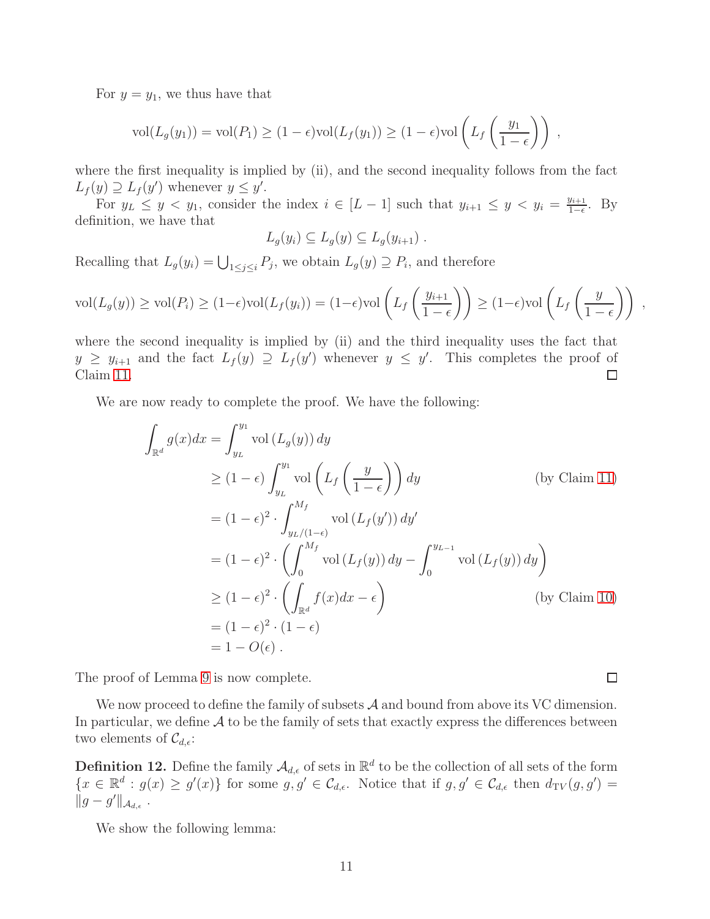For $y = y_1$, we thus have that

$$\mathrm{vol}(L_g(y_1)) = \mathrm{vol}(P_1) \geq (1-\epsilon)\mathrm{vol}(L_f(y_1)) \geq (1-\epsilon)\mathrm{vol}\left(L_f\left(\frac{y_1}{1-\epsilon}\right)\right) ,$$

where the first inequality is implied by (ii), and the second inequality follows from the fact $L_f(y) \supseteq L_f(y')$ whenever $y \leq y'$.

For $y_L \leq y < y_1$, consider the index $i \in [L-1]$ such that $y_{i+1} \leq y < y_i = \frac{y_{i+1}}{1-\epsilon}$. By definition, we have that

$$L_g(y_i) \subseteq L_g(y) \subseteq L_g(y_{i+1}) .$$

Recalling that $L_g(y_i) = \bigcup_{1 \leq j \leq i} P_j$, we obtain $L_g(y) \supseteq P_i$, and therefore

$$\mathrm{vol}(L_g(y)) \geq \mathrm{vol}(P_i) \geq (1-\epsilon)\mathrm{vol}(L_f(y_i)) = (1-\epsilon)\mathrm{vol}\left(L_f\left(\frac{y_{i+1}}{1-\epsilon}\right)\right) \geq (1-\epsilon)\mathrm{vol}\left(L_f\left(\frac{y}{1-\epsilon}\right)\right) ,$$

where the second inequality is implied by (ii) and the third inequality uses the fact that $y \geq y_{i+1}$ and the fact $L_f(y) \supseteq L_f(y')$ whenever $y \leq y'$. This completes the proof of Claim 11. $\square$

We are now ready to complete the proof. We have the following:

$$\begin{aligned}
\int_{\mathbb{R}^d} g(x)dx &= \int_{y_L}^{y_1} \mathrm{vol}\left(L_g(y)\right) dy \\
&\geq (1-\epsilon) \int_{y_L}^{y_1} \mathrm{vol}\left(L_f\left(\frac{y}{1-\epsilon}\right)\right) dy \qquad \text{(by Claim 11)} \\
&= (1-\epsilon)^2 \cdot \int_{y_L/(1-\epsilon)}^{M_f} \mathrm{vol}\left(L_f(y')\right) dy' \\
&= (1-\epsilon)^2 \cdot \left(\int_0^{M_f} \mathrm{vol}\left(L_f(y)\right) dy - \int_0^{y_{L-1}} \mathrm{vol}\left(L_f(y)\right) dy\right) \\
&\geq (1-\epsilon)^2 \cdot \left(\int_{\mathbb{R}^d} f(x)dx - \epsilon\right) \qquad \text{(by Claim 10)} \\
&= (1-\epsilon)^2 \cdot (1-\epsilon) \\
&= 1 - O(\epsilon) .
\end{aligned}$$

The proof of Lemma 9 is now complete. $\square$

We now proceed to define the family of subsets $\mathcal{A}$ and bound from above its VC dimension. In particular, we define $\mathcal{A}$ to be the family of sets that exactly express the differences between two elements of $\mathcal{C}_{d,\epsilon}$:

**Definition 12.** Define the family $\mathcal{A}_{d,\epsilon}$ of sets in $\mathbb{R}^d$ to be the collection of all sets of the form $\{x \in \mathbb{R}^d : g(x) \geq g'(x)\}$ for some $g, g' \in \mathcal{C}_{d,\epsilon}$. Notice that if $g, g' \in \mathcal{C}_{d,\epsilon}$ then $d_{\mathrm{TV}}(g, g') = \|g - g'\|_{\mathcal{A}_{d,\epsilon}}$ .

We show the following lemma: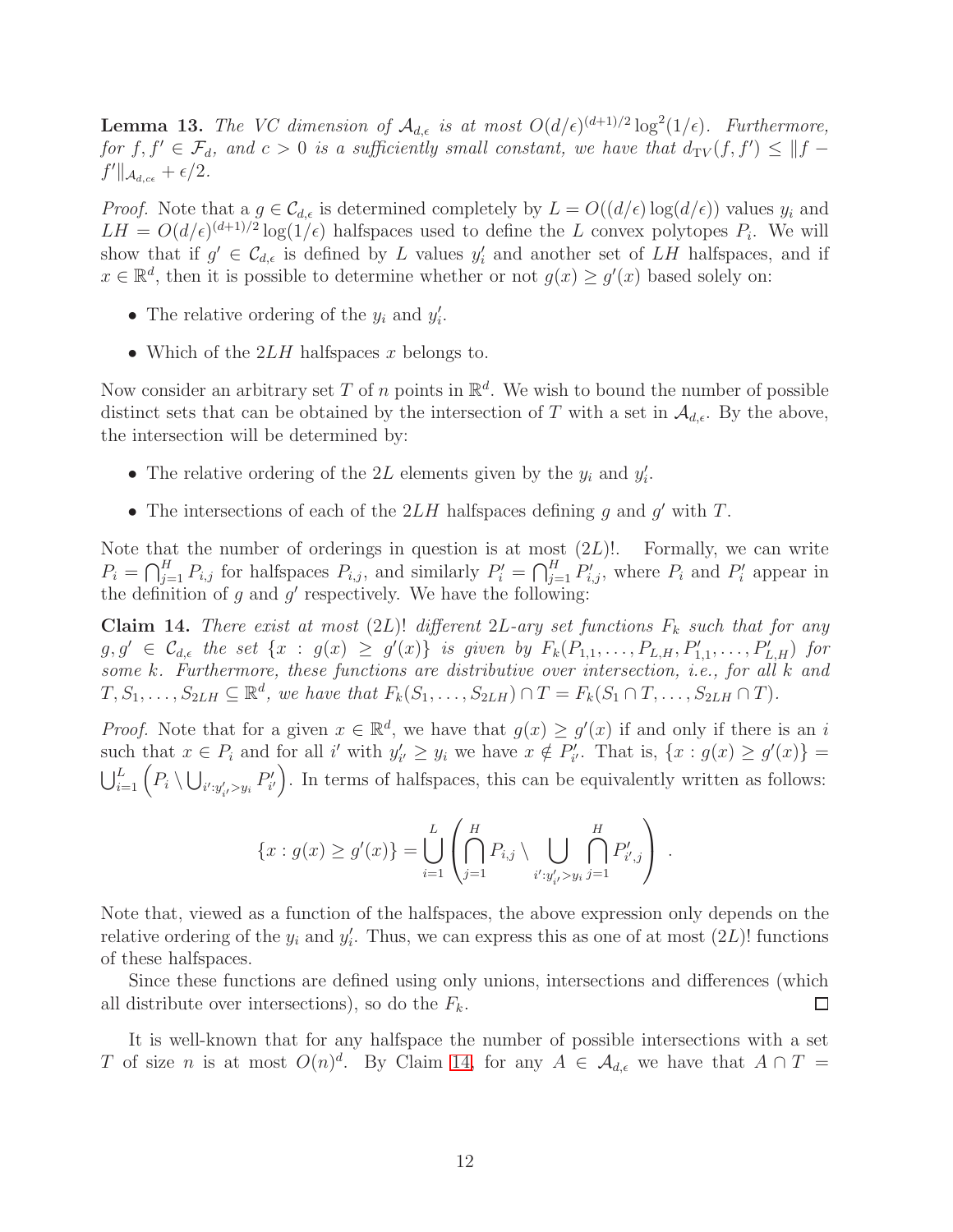**Lemma 13.** *The VC dimension of $\mathcal{A}_{d,\epsilon}$ is at most $O(d/\epsilon)^{(d+1)/2}\log^2(1/\epsilon)$. Furthermore, for $f, f' \in \mathcal{F}_d$, and $c > 0$ is a sufficiently small constant, we have that $d_{\mathrm{TV}}(f, f') \leq \|f - f'\|_{\mathcal{A}_{d,c\epsilon}} + \epsilon/2$.*

*Proof.* Note that a $g \in \mathcal{C}_{d,\epsilon}$ is determined completely by $L = O((d/\epsilon)\log(d/\epsilon))$ values $y_i$ and $LH = O(d/\epsilon)^{(d+1)/2}\log(1/\epsilon)$ halfspaces used to define the $L$ convex polytopes $P_i$. We will show that if $g' \in \mathcal{C}_{d,\epsilon}$ is defined by $L$ values $y'_i$ and another set of $LH$ halfspaces, and if $x \in \mathbb{R}^d$, then it is possible to determine whether or not $g(x) \geq g'(x)$ based solely on:

- The relative ordering of the $y_i$ and $y'_i$.
- Which of the $2LH$ halfspaces $x$ belongs to.

Now consider an arbitrary set $T$ of $n$ points in $\mathbb{R}^d$. We wish to bound the number of possible distinct sets that can be obtained by the intersection of $T$ with a set in $\mathcal{A}_{d,\epsilon}$. By the above, the intersection will be determined by:

- The relative ordering of the $2L$ elements given by the $y_i$ and $y'_i$.
- The intersections of each of the $2LH$ halfspaces defining $g$ and $g'$ with $T$.

Note that the number of orderings in question is at most $(2L)!$. Formally, we can write $P_i = \bigcap_{j=1}^{H} P_{i,j}$ for halfspaces $P_{i,j}$, and similarly $P'_i = \bigcap_{j=1}^{H} P'_{i,j}$, where $P_i$ and $P'_i$ appear in the definition of $g$ and $g'$ respectively. We have the following:

**Claim 14.** *There exist at most $(2L)!$ different $2L$-ary set functions $F_k$ such that for any $g, g' \in \mathcal{C}_{d,\epsilon}$ the set $\{x : g(x) \geq g'(x)\}$ is given by $F_k(P_{1,1}, \ldots, P_{L,H}, P'_{1,1}, \ldots, P'_{L,H})$ for some $k$. Furthermore, these functions are distributive over intersection, i.e., for all $k$ and $T, S_1, \ldots, S_{2LH} \subseteq \mathbb{R}^d$, we have that $F_k(S_1, \ldots, S_{2LH}) \cap T = F_k(S_1 \cap T, \ldots, S_{2LH} \cap T)$.*

*Proof.* Note that for a given $x \in \mathbb{R}^d$, we have that $g(x) \geq g'(x)$ if and only if there is an $i$ such that $x \in P_i$ and for all $i'$ with $y'_{i'} \geq y_i$ we have $x \notin P'_{i'}$. That is, $\{x : g(x) \geq g'(x)\} = \bigcup_{i=1}^{L}\left(P_i \setminus \bigcup_{i':y'_{i'}>y_i} P'_{i'}\right)$. In terms of halfspaces, this can be equivalently written as follows:

$$\{x : g(x) \geq g'(x)\} = \bigcup_{i=1}^{L}\left(\bigcap_{j=1}^{H} P_{i,j} \setminus \bigcup_{i':y'_{i'}>y_i} \bigcap_{j=1}^{H} P'_{i',j}\right) .$$

Note that, viewed as a function of the halfspaces, the above expression only depends on the relative ordering of the $y_i$ and $y'_i$. Thus, we can express this as one of at most $(2L)!$ functions of these halfspaces.

Since these functions are defined using only unions, intersections and differences (which all distribute over intersections), so do the $F_k$. $\square$

It is well-known that for any halfspace the number of possible intersections with a set $T$ of size $n$ is at most $O(n)^d$. By Claim 14, for any $A \in \mathcal{A}_{d,\epsilon}$ we have that $A \cap T =$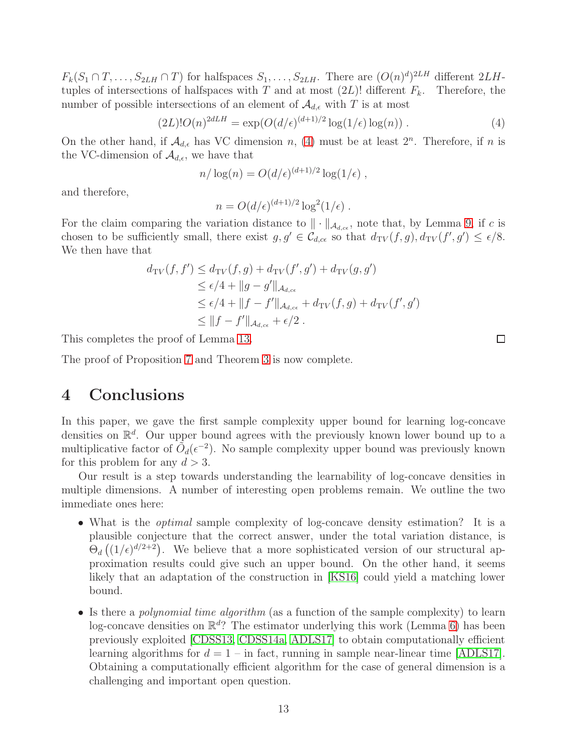$F_k(S_1 \cap T, \ldots, S_{2LH} \cap T)$ for halfspaces $S_1, \ldots, S_{2LH}$. There are $(O(n)^d)^{2LH}$ different $2LH$-tuples of intersections of halfspaces with $T$ and at most $(2L)!$ different $F_k$. Therefore, the number of possible intersections of an element of $\mathcal{A}_{d,\epsilon}$ with $T$ is at most

$$(2L)!O(n)^{2dLH} = \exp(O(d/\epsilon)^{(d+1)/2} \log(1/\epsilon) \log(n)) . \tag{4}$$

On the other hand, if $\mathcal{A}_{d,\epsilon}$ has VC dimension $n$, (4) must be at least $2^n$. Therefore, if $n$ is the VC-dimension of $\mathcal{A}_{d,\epsilon}$, we have that

$$n/\log(n) = O(d/\epsilon)^{(d+1)/2} \log(1/\epsilon) ,$$

and therefore,

$$n = O(d/\epsilon)^{(d+1)/2} \log^2(1/\epsilon) .$$

For the claim comparing the variation distance to $\| \cdot \|_{\mathcal{A}_{d,c\epsilon}}$, note that, by Lemma 9, if $c$ is chosen to be sufficiently small, there exist $g, g' \in \mathcal{C}_{d,c\epsilon}$ so that $d_{\mathrm{TV}}(f, g), d_{\mathrm{TV}}(f', g') \leq \epsilon/8$. We then have that

$$\begin{aligned}
d_{\mathrm{TV}}(f, f') &\leq d_{\mathrm{TV}}(f, g) + d_{\mathrm{TV}}(f', g') + d_{\mathrm{TV}}(g, g') \\
&\leq \epsilon/4 + \|g - g'\|_{\mathcal{A}_{d,c\epsilon}} \\
&\leq \epsilon/4 + \|f - f'\|_{\mathcal{A}_{d,c\epsilon}} + d_{\mathrm{TV}}(f, g) + d_{\mathrm{TV}}(f', g') \\
&\leq \|f - f'\|_{\mathcal{A}_{d,c\epsilon}} + \epsilon/2 .
\end{aligned}$$

This completes the proof of Lemma 13. □

The proof of Proposition 7 and Theorem 3 is now complete.

# 4 Conclusions

In this paper, we gave the first sample complexity upper bound for learning log-concave densities on $\mathbb{R}^d$. Our upper bound agrees with the previously known lower bound up to a multiplicative factor of $\tilde{O}_d(\epsilon^{-2})$. No sample complexity upper bound was previously known for this problem for any $d > 3$.

Our result is a step towards understanding the learnability of log-concave densities in multiple dimensions. A number of interesting open problems remain. We outline the two immediate ones here:

- What is the *optimal* sample complexity of log-concave density estimation? It is a plausible conjecture that the correct answer, under the total variation distance, is $\Theta_d\left((1/\epsilon)^{d/2+2}\right)$. We believe that a more sophisticated version of our structural approximation results could give such an upper bound. On the other hand, it seems likely that an adaptation of the construction in [KS16] could yield a matching lower bound.
- Is there a *polynomial time algorithm* (as a function of the sample complexity) to learn log-concave densities on $\mathbb{R}^d$? The estimator underlying this work (Lemma 6) has been previously exploited [CDSS13, CDSS14a, ADLS17] to obtain computationally efficient learning algorithms for $d = 1$ – in fact, running in sample near-linear time [ADLS17]. Obtaining a computationally efficient algorithm for the case of general dimension is a challenging and important open question.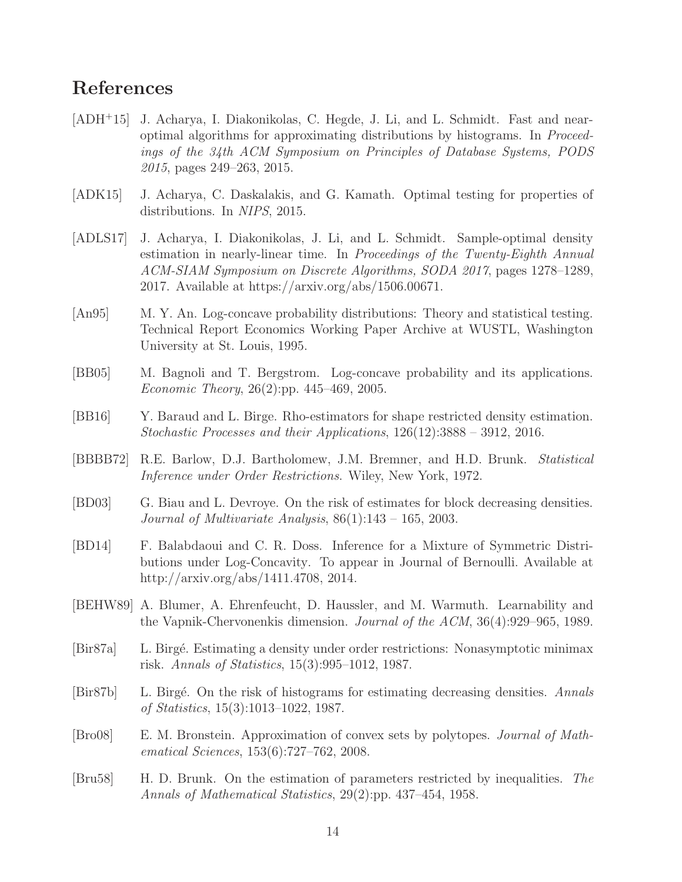# References

[ADH$^+$15] J. Acharya, I. Diakonikolas, C. Hegde, J. Li, and L. Schmidt. Fast and near-optimal algorithms for approximating distributions by histograms. In *Proceedings of the 34th ACM Symposium on Principles of Database Systems, PODS 2015*, pages 249–263, 2015.

[ADK15] J. Acharya, C. Daskalakis, and G. Kamath. Optimal testing for properties of distributions. In *NIPS*, 2015.

[ADLS17] J. Acharya, I. Diakonikolas, J. Li, and L. Schmidt. Sample-optimal density estimation in nearly-linear time. In *Proceedings of the Twenty-Eighth Annual ACM-SIAM Symposium on Discrete Algorithms, SODA 2017*, pages 1278–1289, 2017. Available at https://arxiv.org/abs/1506.00671.

[An95] M. Y. An. Log-concave probability distributions: Theory and statistical testing. Technical Report Economics Working Paper Archive at WUSTL, Washington University at St. Louis, 1995.

[BB05] M. Bagnoli and T. Bergstrom. Log-concave probability and its applications. *Economic Theory*, 26(2):pp. 445–469, 2005.

[BB16] Y. Baraud and L. Birge. Rho-estimators for shape restricted density estimation. *Stochastic Processes and their Applications*, 126(12):3888 – 3912, 2016.

[BBBB72] R.E. Barlow, D.J. Bartholomew, J.M. Bremner, and H.D. Brunk. *Statistical Inference under Order Restrictions*. Wiley, New York, 1972.

[BD03] G. Biau and L. Devroye. On the risk of estimates for block decreasing densities. *Journal of Multivariate Analysis*, 86(1):143 – 165, 2003.

[BD14] F. Balabdaoui and C. R. Doss. Inference for a Mixture of Symmetric Distributions under Log-Concavity. To appear in Journal of Bernoulli. Available at http://arxiv.org/abs/1411.4708, 2014.

[BEHW89] A. Blumer, A. Ehrenfeucht, D. Haussler, and M. Warmuth. Learnability and the Vapnik-Chervonenkis dimension. *Journal of the ACM*, 36(4):929–965, 1989.

[Bir87a] L. Birgé. Estimating a density under order restrictions: Nonasymptotic minimax risk. *Annals of Statistics*, 15(3):995–1012, 1987.

[Bir87b] L. Birgé. On the risk of histograms for estimating decreasing densities. *Annals of Statistics*, 15(3):1013–1022, 1987.

[Bro08] E. M. Bronstein. Approximation of convex sets by polytopes. *Journal of Mathematical Sciences*, 153(6):727–762, 2008.

[Bru58] H. D. Brunk. On the estimation of parameters restricted by inequalities. *The Annals of Mathematical Statistics*, 29(2):pp. 437–454, 1958.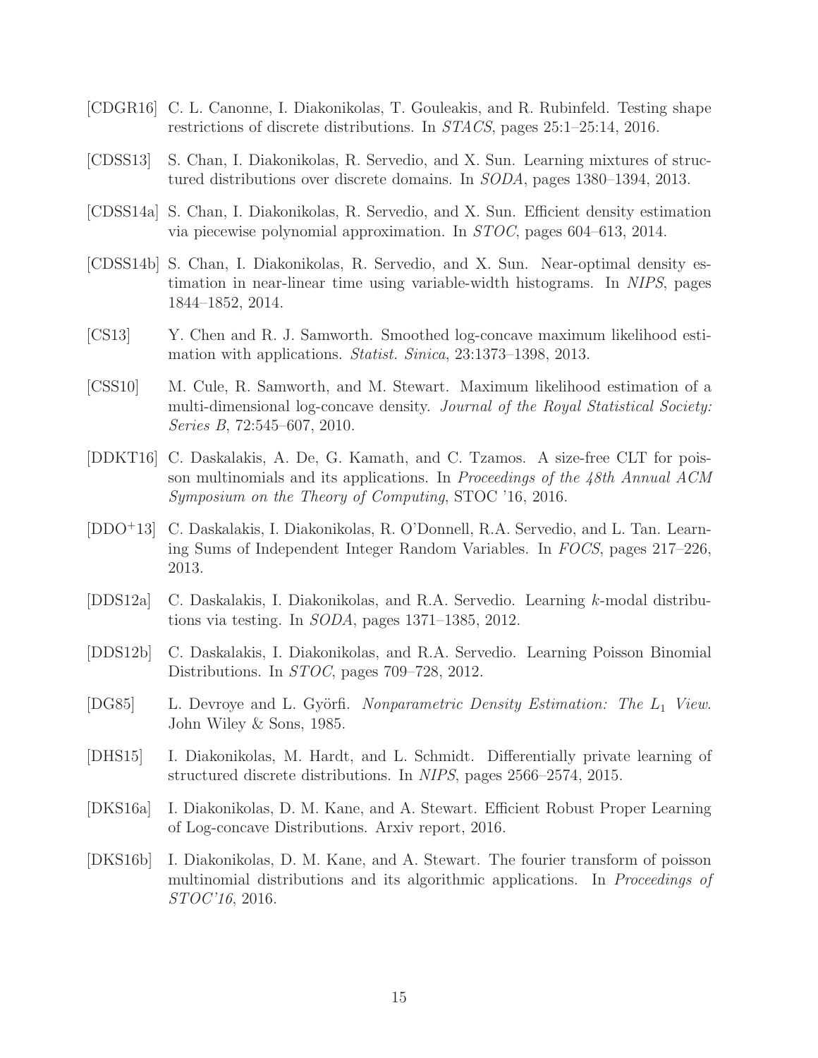[CDGR16] C. L. Canonne, I. Diakonikolas, T. Gouleakis, and R. Rubinfeld. Testing shape restrictions of discrete distributions. In *STACS*, pages 25:1–25:14, 2016.

[CDSS13] S. Chan, I. Diakonikolas, R. Servedio, and X. Sun. Learning mixtures of structured distributions over discrete domains. In *SODA*, pages 1380–1394, 2013.

[CDSS14a] S. Chan, I. Diakonikolas, R. Servedio, and X. Sun. Efficient density estimation via piecewise polynomial approximation. In *STOC*, pages 604–613, 2014.

[CDSS14b] S. Chan, I. Diakonikolas, R. Servedio, and X. Sun. Near-optimal density estimation in near-linear time using variable-width histograms. In *NIPS*, pages 1844–1852, 2014.

[CS13] Y. Chen and R. J. Samworth. Smoothed log-concave maximum likelihood estimation with applications. *Statist. Sinica*, 23:1373–1398, 2013.

[CSS10] M. Cule, R. Samworth, and M. Stewart. Maximum likelihood estimation of a multi-dimensional log-concave density. *Journal of the Royal Statistical Society: Series B*, 72:545–607, 2010.

[DDKT16] C. Daskalakis, A. De, G. Kamath, and C. Tzamos. A size-free CLT for poisson multinomials and its applications. In *Proceedings of the 48th Annual ACM Symposium on the Theory of Computing*, STOC '16, 2016.

[DDO+13] C. Daskalakis, I. Diakonikolas, R. O'Donnell, R.A. Servedio, and L. Tan. Learning Sums of Independent Integer Random Variables. In *FOCS*, pages 217–226, 2013.

[DDS12a] C. Daskalakis, I. Diakonikolas, and R.A. Servedio. Learning $k$-modal distributions via testing. In *SODA*, pages 1371–1385, 2012.

[DDS12b] C. Daskalakis, I. Diakonikolas, and R.A. Servedio. Learning Poisson Binomial Distributions. In *STOC*, pages 709–728, 2012.

[DG85] L. Devroye and L. Györfi. *Nonparametric Density Estimation: The $L_1$ View*. John Wiley & Sons, 1985.

[DHS15] I. Diakonikolas, M. Hardt, and L. Schmidt. Differentially private learning of structured discrete distributions. In *NIPS*, pages 2566–2574, 2015.

[DKS16a] I. Diakonikolas, D. M. Kane, and A. Stewart. Efficient Robust Proper Learning of Log-concave Distributions. Arxiv report, 2016.

[DKS16b] I. Diakonikolas, D. M. Kane, and A. Stewart. The fourier transform of poisson multinomial distributions and its algorithmic applications. In *Proceedings of STOC'16*, 2016.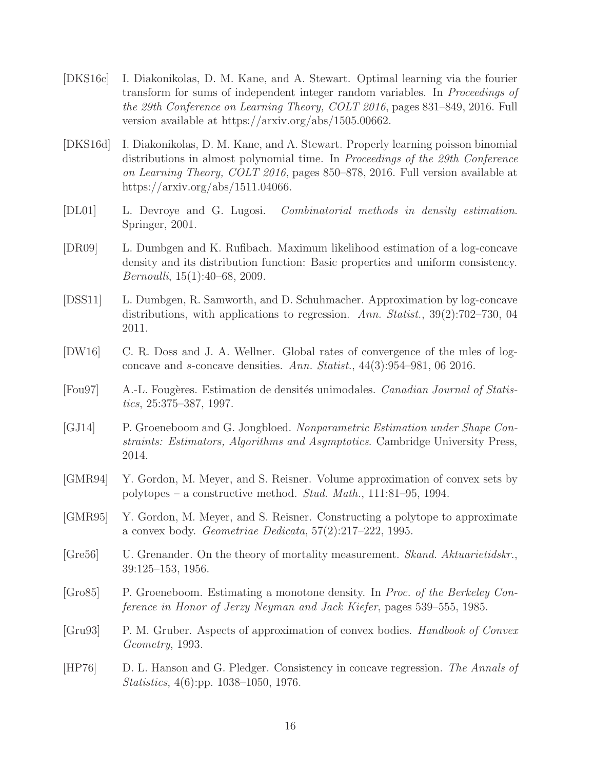[DKS16c] I. Diakonikolas, D. M. Kane, and A. Stewart. Optimal learning via the fourier transform for sums of independent integer random variables. In *Proceedings of the 29th Conference on Learning Theory, COLT 2016*, pages 831–849, 2016. Full version available at https://arxiv.org/abs/1505.00662.

[DKS16d] I. Diakonikolas, D. M. Kane, and A. Stewart. Properly learning poisson binomial distributions in almost polynomial time. In *Proceedings of the 29th Conference on Learning Theory, COLT 2016*, pages 850–878, 2016. Full version available at https://arxiv.org/abs/1511.04066.

[DL01] L. Devroye and G. Lugosi. *Combinatorial methods in density estimation*. Springer, 2001.

[DR09] L. Dumbgen and K. Rufibach. Maximum likelihood estimation of a log-concave density and its distribution function: Basic properties and uniform consistency. *Bernoulli*, 15(1):40–68, 2009.

[DSS11] L. Dumbgen, R. Samworth, and D. Schuhmacher. Approximation by log-concave distributions, with applications to regression. *Ann. Statist.*, 39(2):702–730, 04 2011.

[DW16] C. R. Doss and J. A. Wellner. Global rates of convergence of the mles of log-concave and $s$-concave densities. *Ann. Statist.*, 44(3):954–981, 06 2016.

[Fou97] A.-L. Fougères. Estimation de densités unimodales. *Canadian Journal of Statistics*, 25:375–387, 1997.

[GJ14] P. Groeneboom and G. Jongbloed. *Nonparametric Estimation under Shape Constraints: Estimators, Algorithms and Asymptotics*. Cambridge University Press, 2014.

[GMR94] Y. Gordon, M. Meyer, and S. Reisner. Volume approximation of convex sets by polytopes – a constructive method. *Stud. Math.*, 111:81–95, 1994.

[GMR95] Y. Gordon, M. Meyer, and S. Reisner. Constructing a polytope to approximate a convex body. *Geometriae Dedicata*, 57(2):217–222, 1995.

[Gre56] U. Grenander. On the theory of mortality measurement. *Skand. Aktuarietidskr.*, 39:125–153, 1956.

[Gro85] P. Groeneboom. Estimating a monotone density. In *Proc. of the Berkeley Conference in Honor of Jerzy Neyman and Jack Kiefer*, pages 539–555, 1985.

[Gru93] P. M. Gruber. Aspects of approximation of convex bodies. *Handbook of Convex Geometry*, 1993.

[HP76] D. L. Hanson and G. Pledger. Consistency in concave regression. *The Annals of Statistics*, 4(6):pp. 1038–1050, 1976.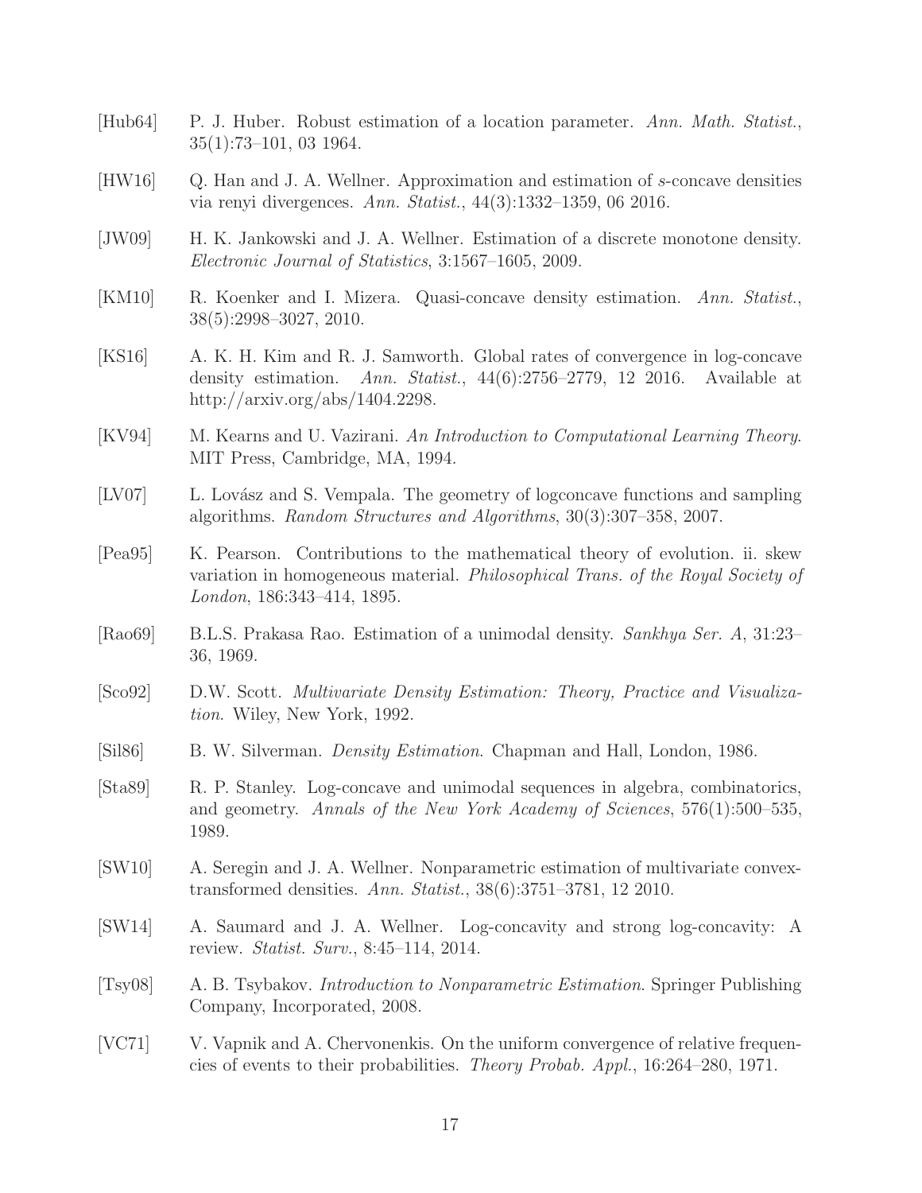[Hub64] P. J. Huber. Robust estimation of a location parameter. *Ann. Math. Statist.*, 35(1):73–101, 03 1964.

[HW16] Q. Han and J. A. Wellner. Approximation and estimation of $s$-concave densities via renyi divergences. *Ann. Statist.*, 44(3):1332–1359, 06 2016.

[JW09] H. K. Jankowski and J. A. Wellner. Estimation of a discrete monotone density. *Electronic Journal of Statistics*, 3:1567–1605, 2009.

[KM10] R. Koenker and I. Mizera. Quasi-concave density estimation. *Ann. Statist.*, 38(5):2998–3027, 2010.

[KS16] A. K. H. Kim and R. J. Samworth. Global rates of convergence in log-concave density estimation. *Ann. Statist.*, 44(6):2756–2779, 12 2016. Available at http://arxiv.org/abs/1404.2298.

[KV94] M. Kearns and U. Vazirani. *An Introduction to Computational Learning Theory*. MIT Press, Cambridge, MA, 1994.

[LV07] L. Lovász and S. Vempala. The geometry of logconcave functions and sampling algorithms. *Random Structures and Algorithms*, 30(3):307–358, 2007.

[Pea95] K. Pearson. Contributions to the mathematical theory of evolution. ii. skew variation in homogeneous material. *Philosophical Trans. of the Royal Society of London*, 186:343–414, 1895.

[Rao69] B.L.S. Prakasa Rao. Estimation of a unimodal density. *Sankhya Ser. A*, 31:23–36, 1969.

[Sco92] D.W. Scott. *Multivariate Density Estimation: Theory, Practice and Visualization*. Wiley, New York, 1992.

[Sil86] B. W. Silverman. *Density Estimation*. Chapman and Hall, London, 1986.

[Sta89] R. P. Stanley. Log-concave and unimodal sequences in algebra, combinatorics, and geometry. *Annals of the New York Academy of Sciences*, 576(1):500–535, 1989.

[SW10] A. Seregin and J. A. Wellner. Nonparametric estimation of multivariate convex-transformed densities. *Ann. Statist.*, 38(6):3751–3781, 12 2010.

[SW14] A. Saumard and J. A. Wellner. Log-concavity and strong log-concavity: A review. *Statist. Surv.*, 8:45–114, 2014.

[Tsy08] A. B. Tsybakov. *Introduction to Nonparametric Estimation*. Springer Publishing Company, Incorporated, 2008.

[VC71] V. Vapnik and A. Chervonenkis. On the uniform convergence of relative frequencies of events to their probabilities. *Theory Probab. Appl.*, 16:264–280, 1971.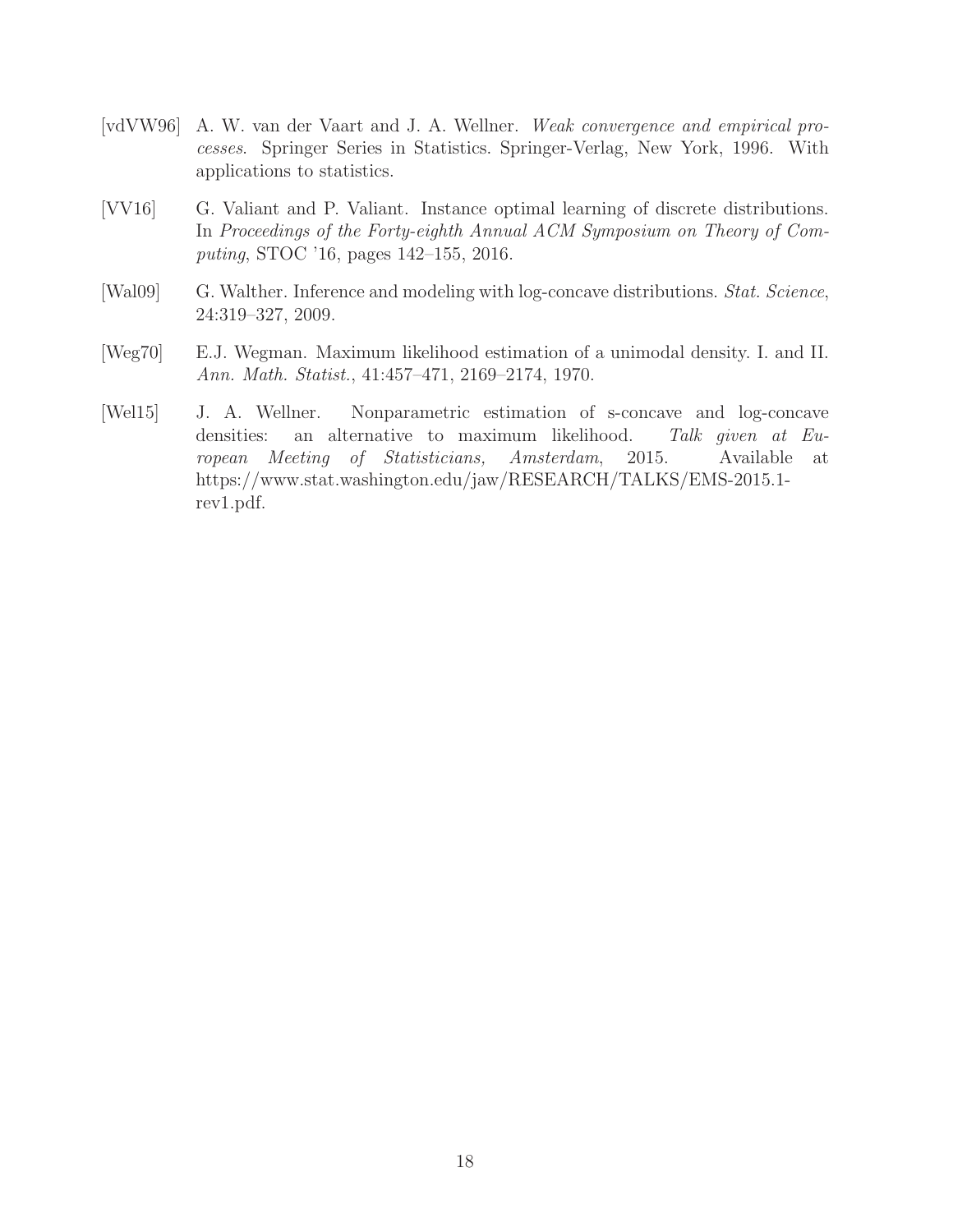- [vdVW96] A. W. van der Vaart and J. A. Wellner. *Weak convergence and empirical processes*. Springer Series in Statistics. Springer-Verlag, New York, 1996. With applications to statistics.
- [VV16] G. Valiant and P. Valiant. Instance optimal learning of discrete distributions. In *Proceedings of the Forty-eighth Annual ACM Symposium on Theory of Computing*, STOC '16, pages 142–155, 2016.
- [Wal09] G. Walther. Inference and modeling with log-concave distributions. *Stat. Science*, 24:319–327, 2009.
- [Weg70] E.J. Wegman. Maximum likelihood estimation of a unimodal density. I. and II. *Ann. Math. Statist.*, 41:457–471, 2169–2174, 1970.
- [Wel15] J. A. Wellner. Nonparametric estimation of s-concave and log-concave densities: an alternative to maximum likelihood. *Talk given at European Meeting of Statisticians, Amsterdam*, 2015. Available at https://www.stat.washington.edu/jaw/RESEARCH/TALKS/EMS-2015.1-rev1.pdf.